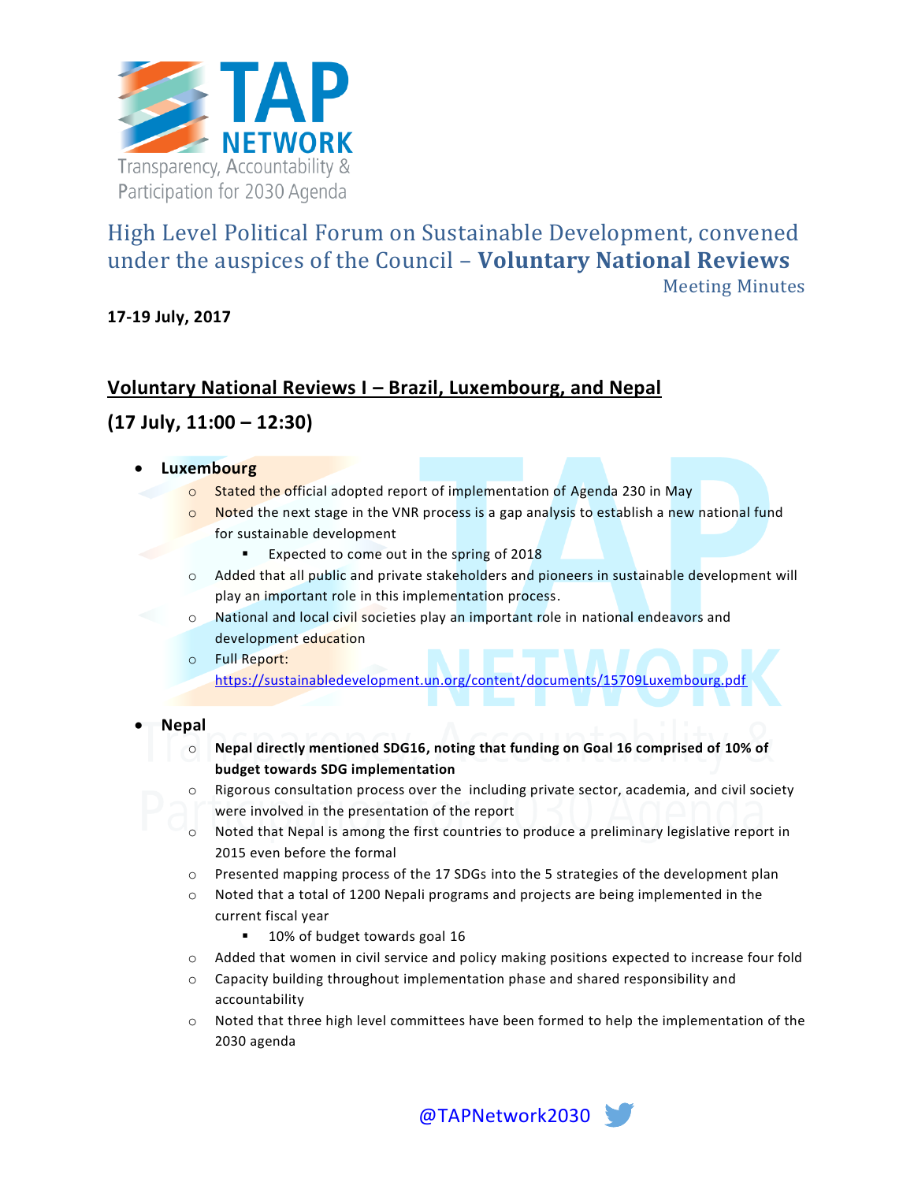TAP NETWORK
Transparency, Accountability & Participation for 2030 Agenda

# High Level Political Forum on Sustainable Development, convened under the auspices of the Council – **Voluntary National Reviews**

Meeting Minutes

**17-19 July, 2017**

## Voluntary National Reviews I – Brazil, Luxembourg, and Nepal

## (17 July, 11:00 – 12:30)

- **Luxembourg**
  - Stated the official adopted report of implementation of Agenda 230 in May
  - Noted the next stage in the VNR process is a gap analysis to establish a new national fund for sustainable development
    - Expected to come out in the spring of 2018
  - Added that all public and private stakeholders and pioneers in sustainable development will play an important role in this implementation process.
  - National and local civil societies play an important role in national endeavors and development education
  - Full Report: https://sustainabledevelopment.un.org/content/documents/15709Luxembourg.pdf

- **Nepal**
  - **Nepal directly mentioned SDG16, noting that funding on Goal 16 comprised of 10% of budget towards SDG implementation**
  - Rigorous consultation process over the including private sector, academia, and civil society were involved in the presentation of the report
  - Noted that Nepal is among the first countries to produce a preliminary legislative report in 2015 even before the formal
  - Presented mapping process of the 17 SDGs into the 5 strategies of the development plan
  - Noted that a total of 1200 Nepali programs and projects are being implemented in the current fiscal year
    - 10% of budget towards goal 16
  - Added that women in civil service and policy making positions expected to increase four fold
  - Capacity building throughout implementation phase and shared responsibility and accountability
  - Noted that three high level committees have been formed to help the implementation of the 2030 agenda

@TAPNetwork2030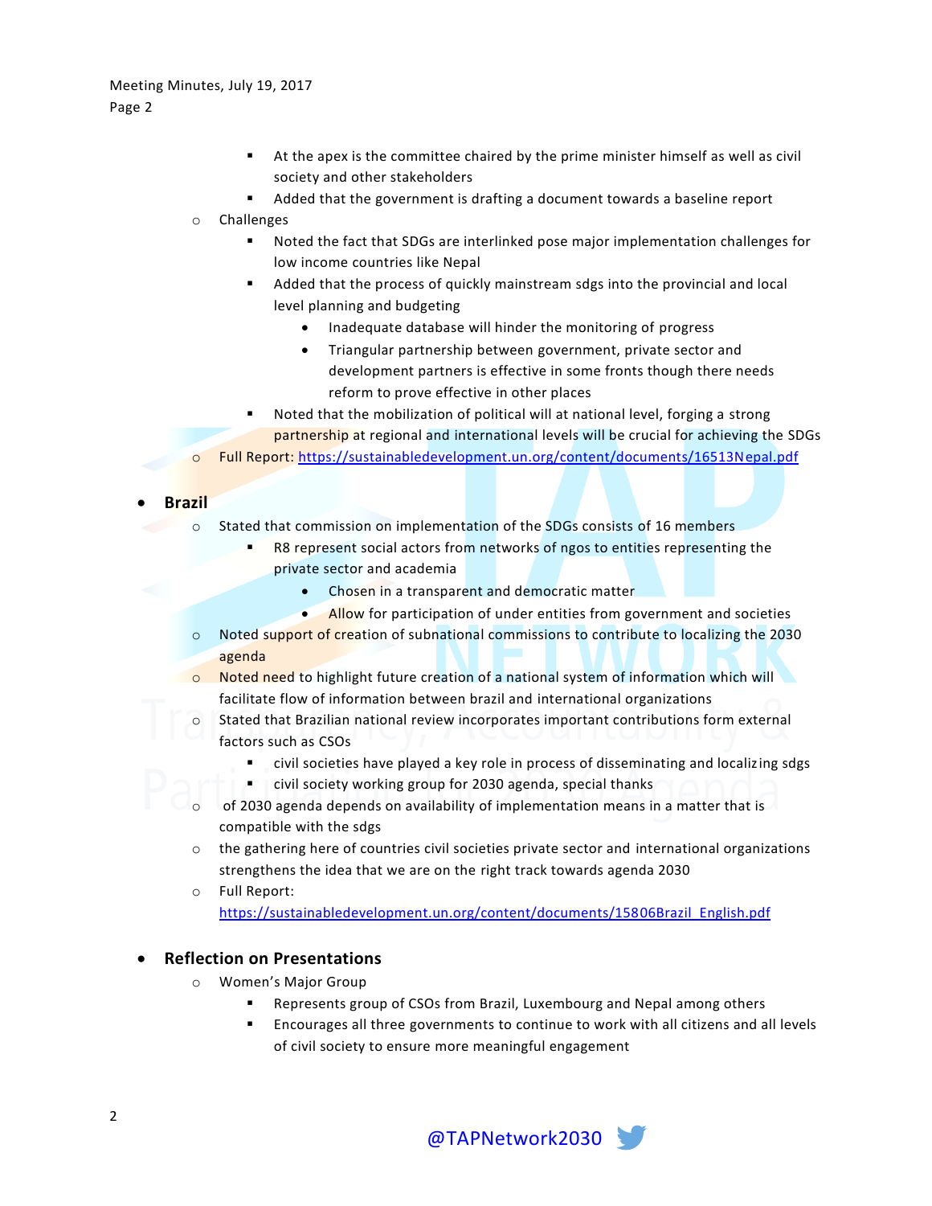- At the apex is the committee chaired by the prime minister himself as well as civil society and other stakeholders
        - Added that the government is drafting a document towards a baseline report
    - Challenges
        - Noted the fact that SDGs are interlinked pose major implementation challenges for low income countries like Nepal
        - Added that the process of quickly mainstream sdgs into the provincial and local level planning and budgeting
            - Inadequate database will hinder the monitoring of progress
            - Triangular partnership between government, private sector and development partners is effective in some fronts though there needs reform to prove effective in other places
        - Noted that the mobilization of political will at national level, forging a strong partnership at regional and international levels will be crucial for achieving the SDGs
    - Full Report: https://sustainabledevelopment.un.org/content/documents/16513Nepal.pdf

- **Brazil**
    - Stated that commission on implementation of the SDGs consists of 16 members
        - R8 represent social actors from networks of ngos to entities representing the private sector and academia
            - Chosen in a transparent and democratic matter
            - Allow for participation of under entities from government and societies
    - Noted support of creation of subnational commissions to contribute to localizing the 2030 agenda
    - Noted need to highlight future creation of a national system of information which will facilitate flow of information between brazil and international organizations
    - Stated that Brazilian national review incorporates important contributions form external factors such as CSOs
        - civil societies have played a key role in process of disseminating and localizing sdgs
        - civil society working group for 2030 agenda, special thanks
    - of 2030 agenda depends on availability of implementation means in a matter that is compatible with the sdgs
    - the gathering here of countries civil societies private sector and international organizations strengthens the idea that we are on the right track towards agenda 2030
    - Full Report: https://sustainabledevelopment.un.org/content/documents/15806Brazil_English.pdf

- **Reflection on Presentations**
    - Women's Major Group
        - Represents group of CSOs from Brazil, Luxembourg and Nepal among others
        - Encourages all three governments to continue to work with all citizens and all levels of civil society to ensure more meaningful engagement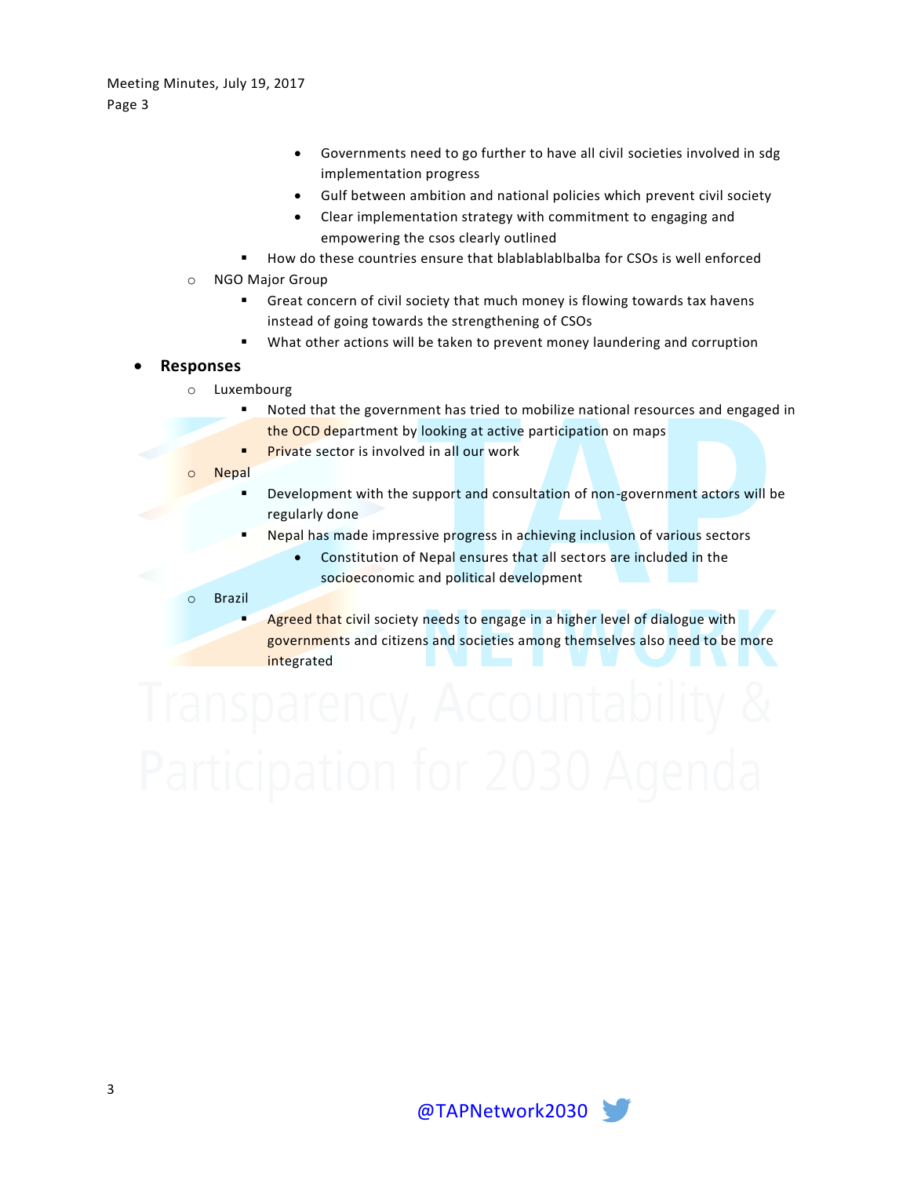- Governments need to go further to have all civil societies involved in sdg implementation progress
            - Gulf between ambition and national policies which prevent civil society
            - Clear implementation strategy with commitment to engaging and empowering the csos clearly outlined
        - How do these countries ensure that blablablablbalba for CSOs is well enforced
    - NGO Major Group
        - Great concern of civil society that much money is flowing towards tax havens instead of going towards the strengthening of CSOs
        - What other actions will be taken to prevent money laundering and corruption

- **Responses**
    - Luxembourg
        - Noted that the government has tried to mobilize national resources and engaged in the OCD department by looking at active participation on maps
        - Private sector is involved in all our work
    - Nepal
        - Development with the support and consultation of non-government actors will be regularly done
        - Nepal has made impressive progress in achieving inclusion of various sectors
            - Constitution of Nepal ensures that all sectors are included in the socioeconomic and political development
    - Brazil
        - Agreed that civil society needs to engage in a higher level of dialogue with governments and citizens and societies among themselves also need to be more integrated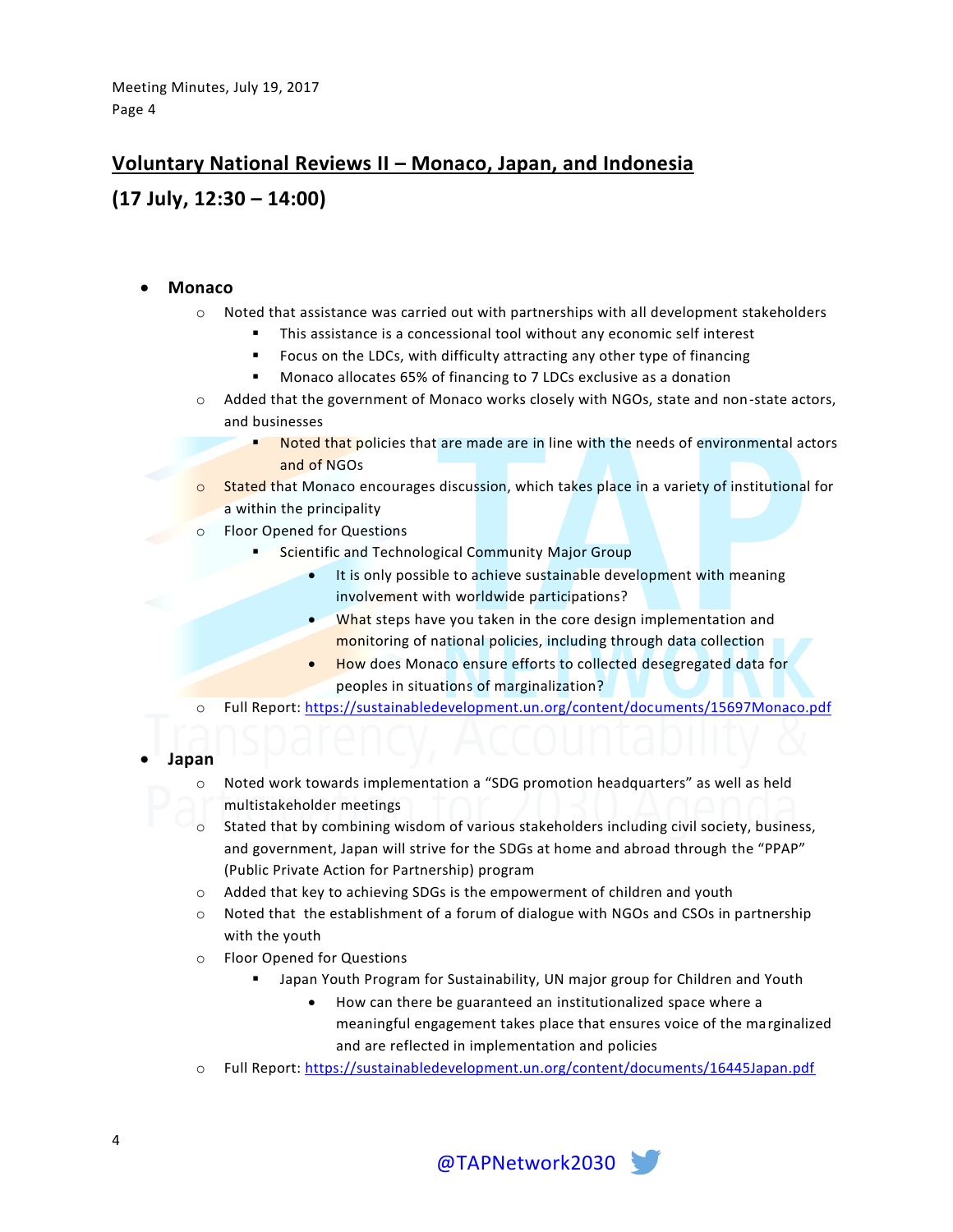## Voluntary National Reviews II – Monaco, Japan, and Indonesia

### (17 July, 12:30 – 14:00)

- **Monaco**
  - Noted that assistance was carried out with partnerships with all development stakeholders
    - This assistance is a concessional tool without any economic self interest
    - Focus on the LDCs, with difficulty attracting any other type of financing
    - Monaco allocates 65% of financing to 7 LDCs exclusive as a donation
  - Added that the government of Monaco works closely with NGOs, state and non-state actors, and businesses
    - Noted that policies that are made are in line with the needs of environmental actors and of NGOs
  - Stated that Monaco encourages discussion, which takes place in a variety of institutional for a within the principality
  - Floor Opened for Questions
    - Scientific and Technological Community Major Group
      - It is only possible to achieve sustainable development with meaning involvement with worldwide participations?
      - What steps have you taken in the core design implementation and monitoring of national policies, including through data collection
      - How does Monaco ensure efforts to collected desegregated data for peoples in situations of marginalization?
  - Full Report: https://sustainabledevelopment.un.org/content/documents/15697Monaco.pdf

- **Japan**
  - Noted work towards implementation a "SDG promotion headquarters" as well as held multistakeholder meetings
  - Stated that by combining wisdom of various stakeholders including civil society, business, and government, Japan will strive for the SDGs at home and abroad through the "PPAP" (Public Private Action for Partnership) program
  - Added that key to achieving SDGs is the empowerment of children and youth
  - Noted that the establishment of a forum of dialogue with NGOs and CSOs in partnership with the youth
  - Floor Opened for Questions
    - Japan Youth Program for Sustainability, UN major group for Children and Youth
      - How can there be guaranteed an institutionalized space where a meaningful engagement takes place that ensures voice of the marginalized and are reflected in implementation and policies
  - Full Report: https://sustainabledevelopment.un.org/content/documents/16445Japan.pdf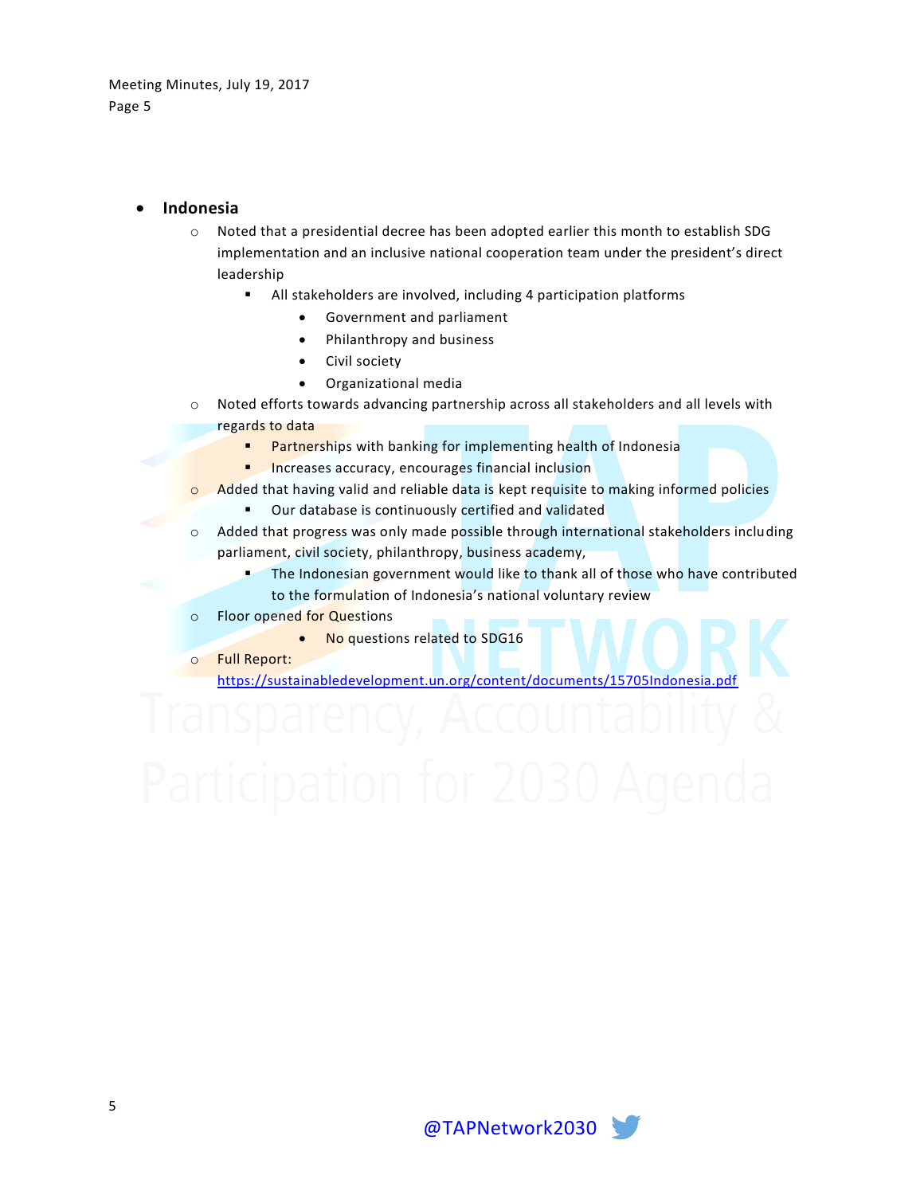- **Indonesia**
    - Noted that a presidential decree has been adopted earlier this month to establish SDG implementation and an inclusive national cooperation team under the president's direct leadership
        - All stakeholders are involved, including 4 participation platforms
            - Government and parliament
            - Philanthropy and business
            - Civil society
            - Organizational media
    - Noted efforts towards advancing partnership across all stakeholders and all levels with regards to data
        - Partnerships with banking for implementing health of Indonesia
        - Increases accuracy, encourages financial inclusion
    - Added that having valid and reliable data is kept requisite to making informed policies
        - Our database is continuously certified and validated
    - Added that progress was only made possible through international stakeholders including parliament, civil society, philanthropy, business academy,
        - The Indonesian government would like to thank all of those who have contributed to the formulation of Indonesia's national voluntary review
    - Floor opened for Questions
        - No questions related to SDG16
    - Full Report: https://sustainabledevelopment.un.org/content/documents/15705Indonesia.pdf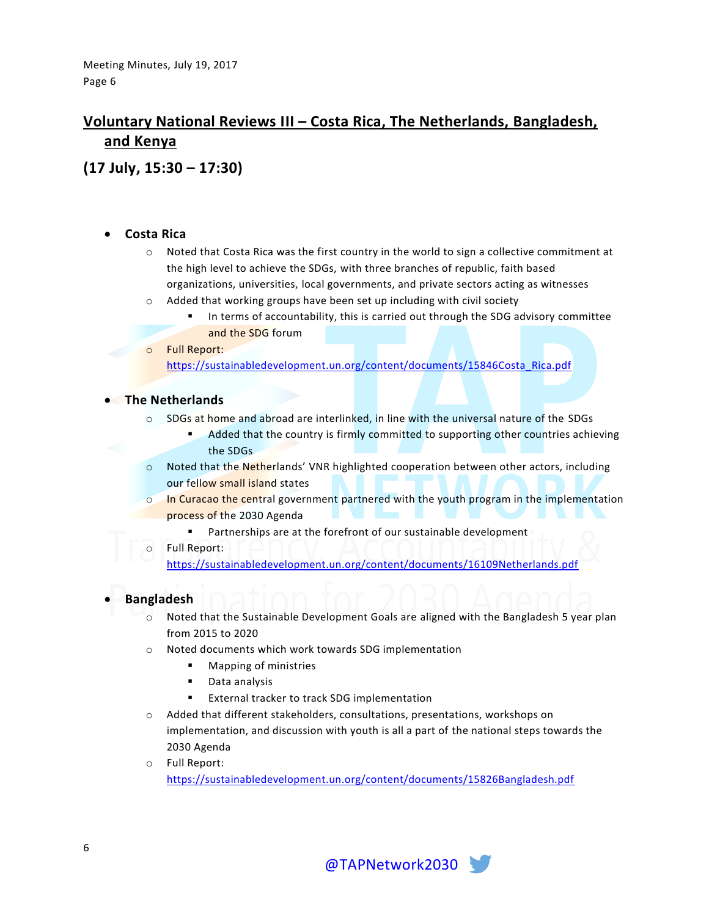## Voluntary National Reviews III – Costa Rica, The Netherlands, Bangladesh, and Kenya

## (17 July, 15:30 – 17:30)

- **Costa Rica**
  - Noted that Costa Rica was the first country in the world to sign a collective commitment at the high level to achieve the SDGs, with three branches of republic, faith based organizations, universities, local governments, and private sectors acting as witnesses
  - Added that working groups have been set up including with civil society
    - In terms of accountability, this is carried out through the SDG advisory committee and the SDG forum
  - Full Report: https://sustainabledevelopment.un.org/content/documents/15846Costa_Rica.pdf

- **The Netherlands**
  - SDGs at home and abroad are interlinked, in line with the universal nature of the SDGs
    - Added that the country is firmly committed to supporting other countries achieving the SDGs
  - Noted that the Netherlands' VNR highlighted cooperation between other actors, including our fellow small island states
  - In Curacao the central government partnered with the youth program in the implementation process of the 2030 Agenda
    - Partnerships are at the forefront of our sustainable development
  - Full Report: https://sustainabledevelopment.un.org/content/documents/16109Netherlands.pdf

- **Bangladesh**
  - Noted that the Sustainable Development Goals are aligned with the Bangladesh 5 year plan from 2015 to 2020
  - Noted documents which work towards SDG implementation
    - Mapping of ministries
    - Data analysis
    - External tracker to track SDG implementation
  - Added that different stakeholders, consultations, presentations, workshops on implementation, and discussion with youth is all a part of the national steps towards the 2030 Agenda
  - Full Report: https://sustainabledevelopment.un.org/content/documents/15826Bangladesh.pdf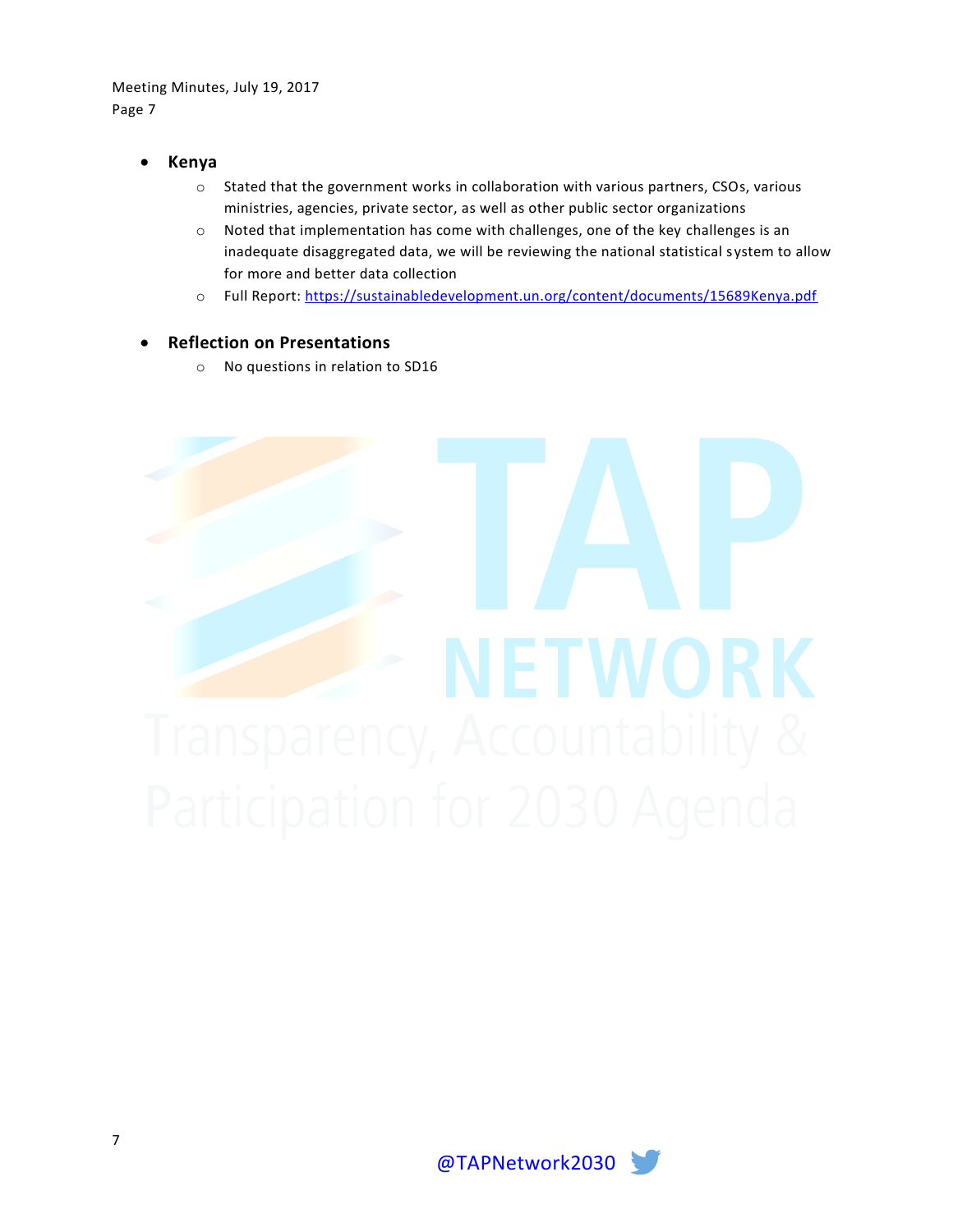- **Kenya**
  - Stated that the government works in collaboration with various partners, CSOs, various ministries, agencies, private sector, as well as other public sector organizations
  - Noted that implementation has come with challenges, one of the key challenges is an inadequate disaggregated data, we will be reviewing the national statistical system to allow for more and better data collection
  - Full Report: https://sustainabledevelopment.un.org/content/documents/15689Kenya.pdf

- **Reflection on Presentations**
  - No questions in relation to SD16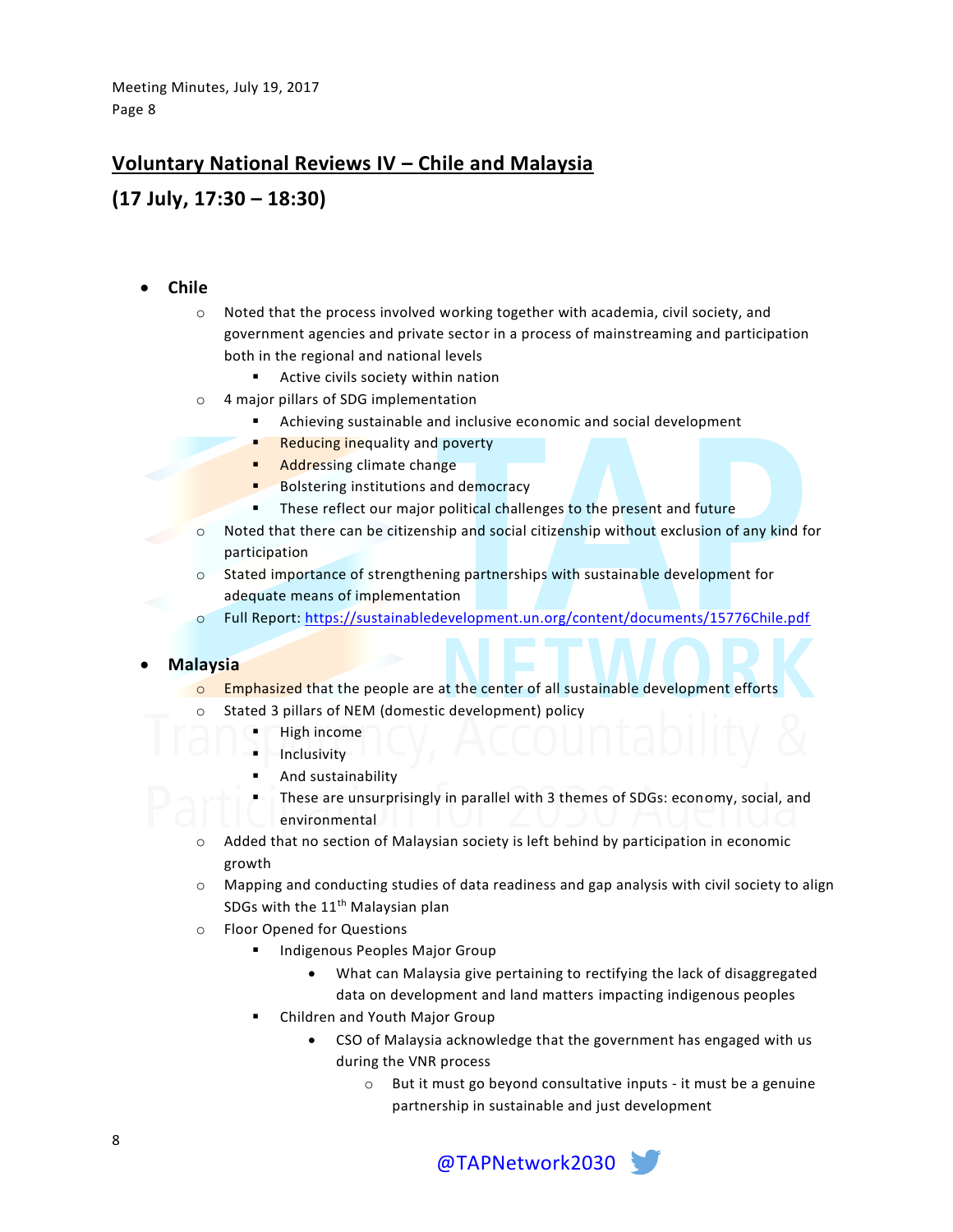## Voluntary National Reviews IV – Chile and Malaysia

### (17 July, 17:30 – 18:30)

- **Chile**
  - Noted that the process involved working together with academia, civil society, and government agencies and private sector in a process of mainstreaming and participation both in the regional and national levels
    - Active civils society within nation
  - 4 major pillars of SDG implementation
    - Achieving sustainable and inclusive economic and social development
    - Reducing inequality and poverty
    - Addressing climate change
    - Bolstering institutions and democracy
    - These reflect our major political challenges to the present and future
  - Noted that there can be citizenship and social citizenship without exclusion of any kind for participation
  - Stated importance of strengthening partnerships with sustainable development for adequate means of implementation
  - Full Report: [https://sustainabledevelopment.un.org/content/documents/15776Chile.pdf](https://sustainabledevelopment.un.org/content/documents/15776Chile.pdf)

- **Malaysia**
  - Emphasized that the people are at the center of all sustainable development efforts
  - Stated 3 pillars of NEM (domestic development) policy
    - High income
    - Inclusivity
    - And sustainability
    - These are unsurprisingly in parallel with 3 themes of SDGs: economy, social, and environmental
  - Added that no section of Malaysian society is left behind by participation in economic growth
  - Mapping and conducting studies of data readiness and gap analysis with civil society to align SDGs with the 11th Malaysian plan
  - Floor Opened for Questions
    - Indigenous Peoples Major Group
      - What can Malaysia give pertaining to rectifying the lack of disaggregated data on development and land matters impacting indigenous peoples
    - Children and Youth Major Group
      - CSO of Malaysia acknowledge that the government has engaged with us during the VNR process
        - But it must go beyond consultative inputs - it must be a genuine partnership in sustainable and just development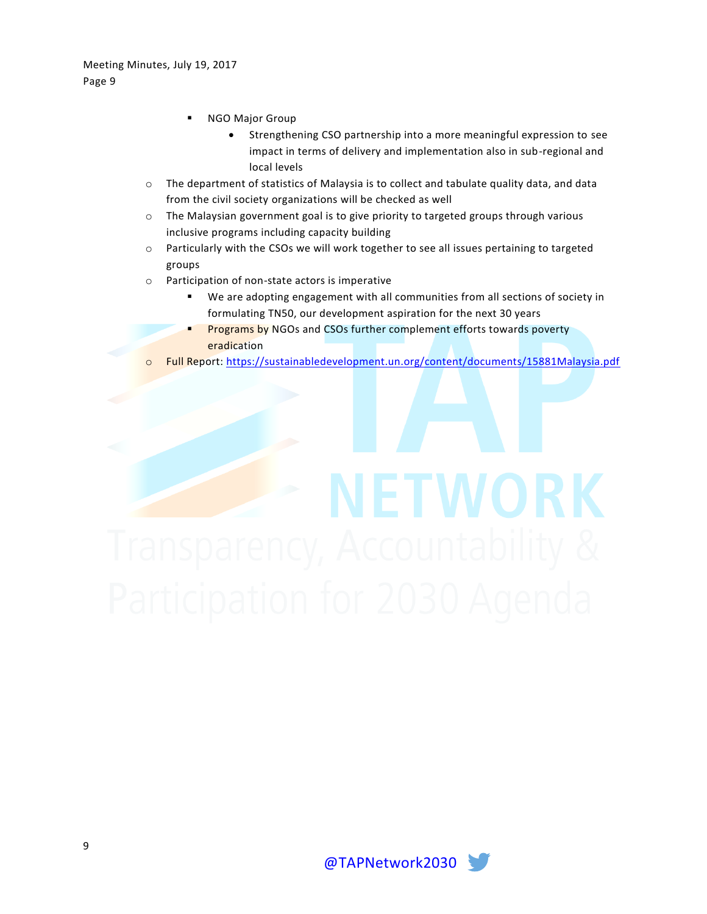- NGO Major Group
            - Strengthening CSO partnership into a more meaningful expression to see impact in terms of delivery and implementation also in sub-regional and local levels
    - The department of statistics of Malaysia is to collect and tabulate quality data, and data from the civil society organizations will be checked as well
    - The Malaysian government goal is to give priority to targeted groups through various inclusive programs including capacity building
    - Particularly with the CSOs we will work together to see all issues pertaining to targeted groups
    - Participation of non-state actors is imperative
        - We are adopting engagement with all communities from all sections of society in formulating TN50, our development aspiration for the next 30 years
        - Programs by NGOs and CSOs further complement efforts towards poverty eradication
    - Full Report: https://sustainabledevelopment.un.org/content/documents/15881Malaysia.pdf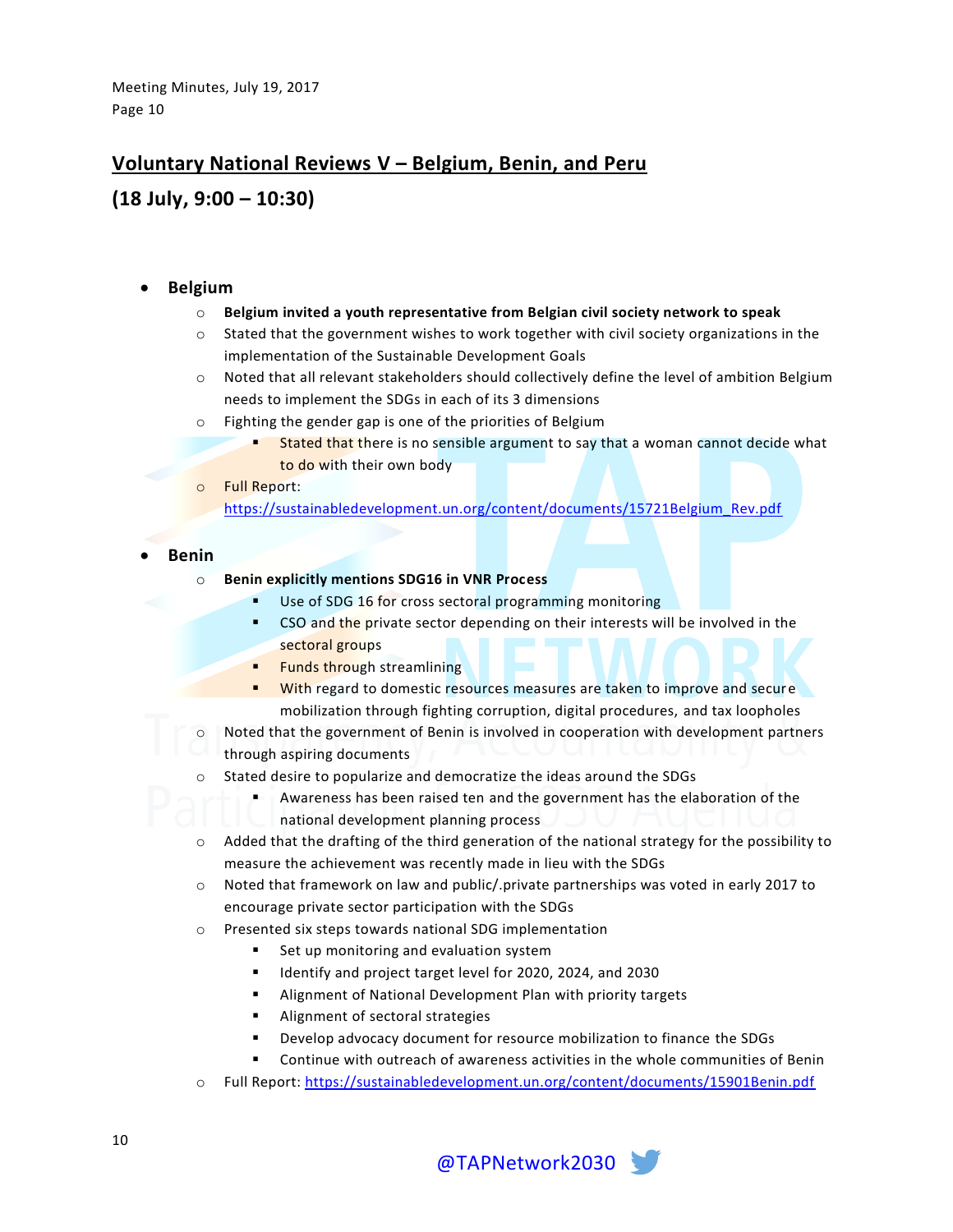## Voluntary National Reviews V – Belgium, Benin, and Peru

### (18 July, 9:00 – 10:30)

- **Belgium**
  - **Belgium invited a youth representative from Belgian civil society network to speak**
  - Stated that the government wishes to work together with civil society organizations in the implementation of the Sustainable Development Goals
  - Noted that all relevant stakeholders should collectively define the level of ambition Belgium needs to implement the SDGs in each of its 3 dimensions
  - Fighting the gender gap is one of the priorities of Belgium
    - Stated that there is no sensible argument to say that a woman cannot decide what to do with their own body
  - Full Report: https://sustainabledevelopment.un.org/content/documents/15721Belgium_Rev.pdf

- **Benin**
  - **Benin explicitly mentions SDG16 in VNR Process**
    - Use of SDG 16 for cross sectoral programming monitoring
    - CSO and the private sector depending on their interests will be involved in the sectoral groups
    - Funds through streamlining
    - With regard to domestic resources measures are taken to improve and secure mobilization through fighting corruption, digital procedures, and tax loopholes
  - Noted that the government of Benin is involved in cooperation with development partners through aspiring documents
  - Stated desire to popularize and democratize the ideas around the SDGs
    - Awareness has been raised ten and the government has the elaboration of the national development planning process
  - Added that the drafting of the third generation of the national strategy for the possibility to measure the achievement was recently made in lieu with the SDGs
  - Noted that framework on law and public/.private partnerships was voted in early 2017 to encourage private sector participation with the SDGs
  - Presented six steps towards national SDG implementation
    - Set up monitoring and evaluation system
    - Identify and project target level for 2020, 2024, and 2030
    - Alignment of National Development Plan with priority targets
    - Alignment of sectoral strategies
    - Develop advocacy document for resource mobilization to finance the SDGs
    - Continue with outreach of awareness activities in the whole communities of Benin
  - Full Report: https://sustainabledevelopment.un.org/content/documents/15901Benin.pdf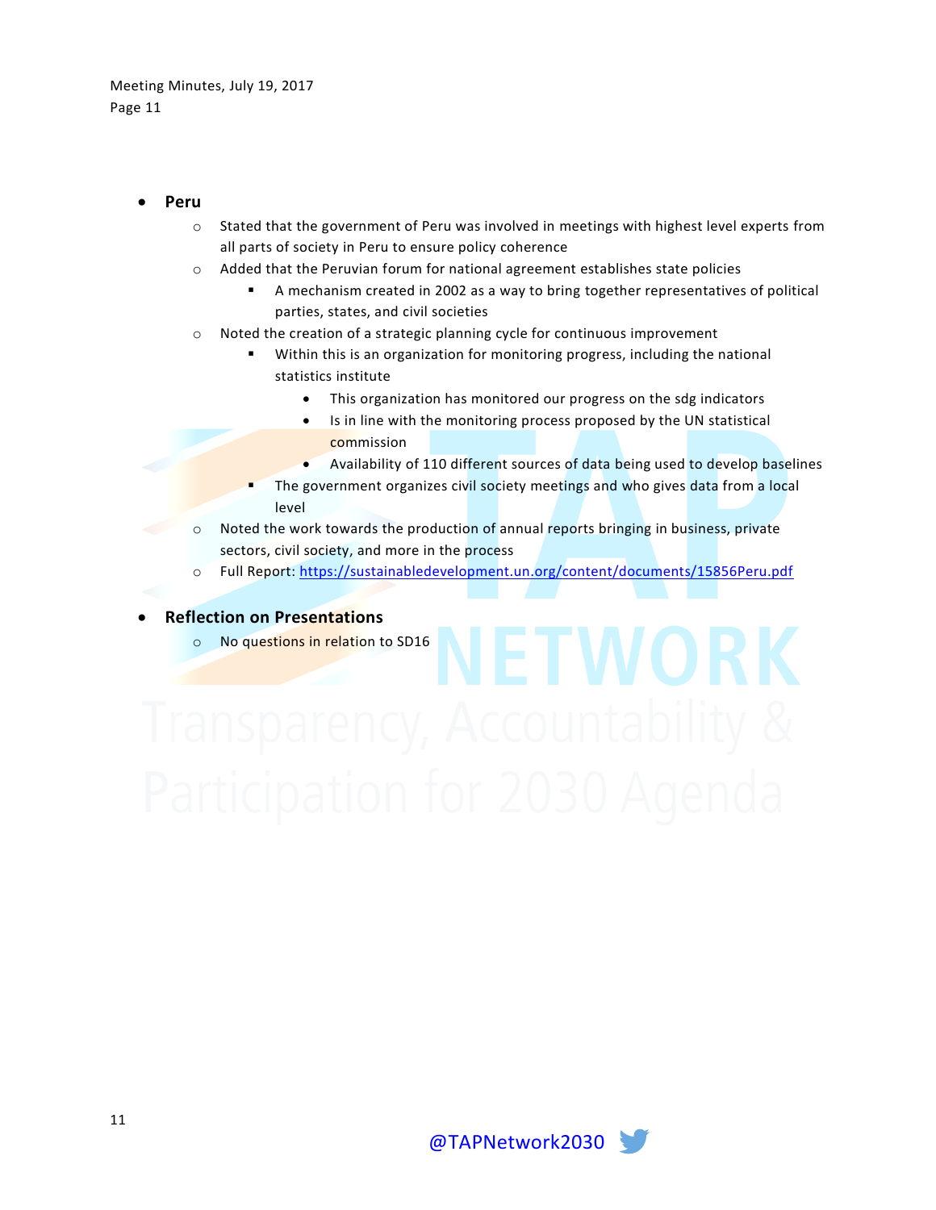- **Peru**
  - Stated that the government of Peru was involved in meetings with highest level experts from all parts of society in Peru to ensure policy coherence
  - Added that the Peruvian forum for national agreement establishes state policies
    - A mechanism created in 2002 as a way to bring together representatives of political parties, states, and civil societies
  - Noted the creation of a strategic planning cycle for continuous improvement
    - Within this is an organization for monitoring progress, including the national statistics institute
      - This organization has monitored our progress on the sdg indicators
      - Is in line with the monitoring process proposed by the UN statistical commission
      - Availability of 110 different sources of data being used to develop baselines
    - The government organizes civil society meetings and who gives data from a local level
  - Noted the work towards the production of annual reports bringing in business, private sectors, civil society, and more in the process
  - Full Report: [https://sustainabledevelopment.un.org/content/documents/15856Peru.pdf](https://sustainabledevelopment.un.org/content/documents/15856Peru.pdf)

- **Reflection on Presentations**
  - No questions in relation to SD16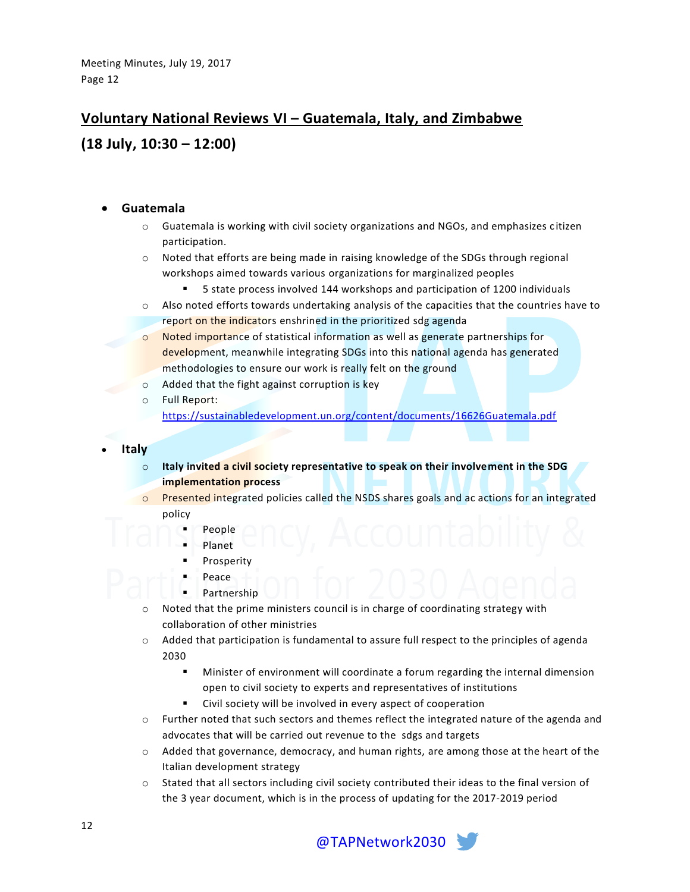## Voluntary National Reviews VI – Guatemala, Italy, and Zimbabwe

**(18 July, 10:30 – 12:00)**

- **Guatemala**
  - Guatemala is working with civil society organizations and NGOs, and emphasizes citizen participation.
  - Noted that efforts are being made in raising knowledge of the SDGs through regional workshops aimed towards various organizations for marginalized peoples
    - 5 state process involved 144 workshops and participation of 1200 individuals
  - Also noted efforts towards undertaking analysis of the capacities that the countries have to report on the indicators enshrined in the prioritized sdg agenda
  - Noted importance of statistical information as well as generate partnerships for development, meanwhile integrating SDGs into this national agenda has generated methodologies to ensure our work is really felt on the ground
  - Added that the fight against corruption is key
  - Full Report: https://sustainabledevelopment.un.org/content/documents/16626Guatemala.pdf

- **Italy**
  - **Italy invited a civil society representative to speak on their involvement in the SDG implementation process**
  - Presented integrated policies called the NSDS shares goals and ac actions for an integrated policy
    - People
    - Planet
    - Prosperity
    - Peace
    - Partnership
  - Noted that the prime ministers council is in charge of coordinating strategy with collaboration of other ministries
  - Added that participation is fundamental to assure full respect to the principles of agenda 2030
    - Minister of environment will coordinate a forum regarding the internal dimension open to civil society to experts and representatives of institutions
    - Civil society will be involved in every aspect of cooperation
  - Further noted that such sectors and themes reflect the integrated nature of the agenda and advocates that will be carried out revenue to the sdgs and targets
  - Added that governance, democracy, and human rights, are among those at the heart of the Italian development strategy
  - Stated that all sectors including civil society contributed their ideas to the final version of the 3 year document, which is in the process of updating for the 2017-2019 period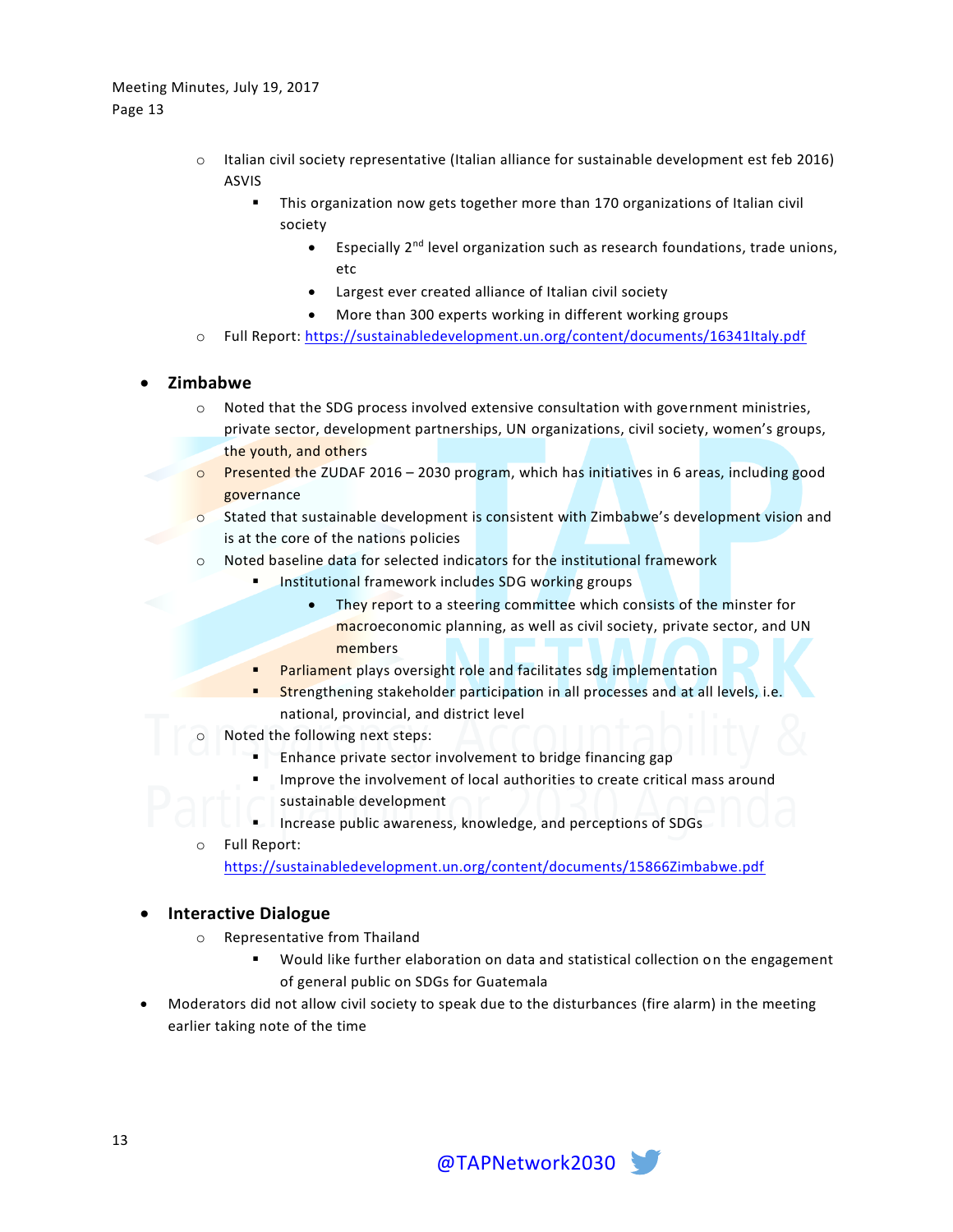- Italian civil society representative (Italian alliance for sustainable development est feb 2016) ASVIS
    - This organization now gets together more than 170 organizations of Italian civil society
        - Especially 2nd level organization such as research foundations, trade unions, etc
        - Largest ever created alliance of Italian civil society
        - More than 300 experts working in different working groups
- Full Report: https://sustainabledevelopment.un.org/content/documents/16341Italy.pdf

- **Zimbabwe**
    - Noted that the SDG process involved extensive consultation with government ministries, private sector, development partnerships, UN organizations, civil society, women's groups, the youth, and others
    - Presented the ZUDAF 2016 – 2030 program, which has initiatives in 6 areas, including good governance
    - Stated that sustainable development is consistent with Zimbabwe's development vision and is at the core of the nations policies
    - Noted baseline data for selected indicators for the institutional framework
        - Institutional framework includes SDG working groups
            - They report to a steering committee which consists of the minster for macroeconomic planning, as well as civil society, private sector, and UN members
        - Parliament plays oversight role and facilitates sdg implementation
        - Strengthening stakeholder participation in all processes and at all levels, i.e. national, provincial, and district level
    - Noted the following next steps:
        - Enhance private sector involvement to bridge financing gap
        - Improve the involvement of local authorities to create critical mass around sustainable development
        - Increase public awareness, knowledge, and perceptions of SDGs
    - Full Report: https://sustainabledevelopment.un.org/content/documents/15866Zimbabwe.pdf

- **Interactive Dialogue**
    - Representative from Thailand
        - Would like further elaboration on data and statistical collection on the engagement of general public on SDGs for Guatemala
- Moderators did not allow civil society to speak due to the disturbances (fire alarm) in the meeting earlier taking note of the time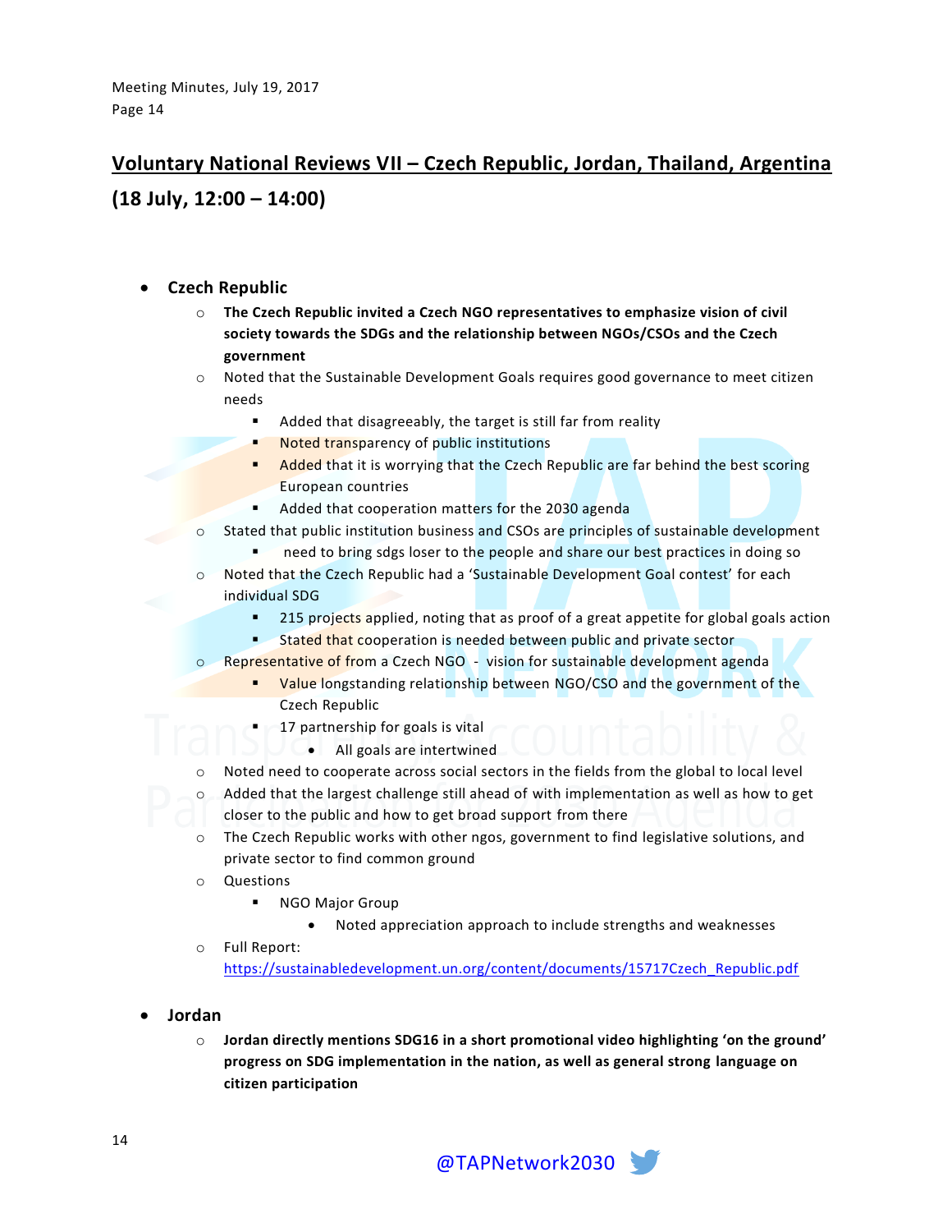## Voluntary National Reviews VII – Czech Republic, Jordan, Thailand, Argentina (18 July, 12:00 – 14:00)

- **Czech Republic**
  - **The Czech Republic invited a Czech NGO representatives to emphasize vision of civil society towards the SDGs and the relationship between NGOs/CSOs and the Czech government**
  - Noted that the Sustainable Development Goals requires good governance to meet citizen needs
    - Added that disagreeably, the target is still far from reality
    - Noted transparency of public institutions
    - Added that it is worrying that the Czech Republic are far behind the best scoring European countries
    - Added that cooperation matters for the 2030 agenda
  - Stated that public institution business and CSOs are principles of sustainable development
    - need to bring sdgs loser to the people and share our best practices in doing so
  - Noted that the Czech Republic had a 'Sustainable Development Goal contest' for each individual SDG
    - 215 projects applied, noting that as proof of a great appetite for global goals action
    - Stated that cooperation is needed between public and private sector
  - Representative of from a Czech NGO - vision for sustainable development agenda
    - Value longstanding relationship between NGO/CSO and the government of the Czech Republic
    - 17 partnership for goals is vital
      - All goals are intertwined
  - Noted need to cooperate across social sectors in the fields from the global to local level
  - Added that the largest challenge still ahead of with implementation as well as how to get closer to the public and how to get broad support from there
  - The Czech Republic works with other ngos, government to find legislative solutions, and private sector to find common ground
  - Questions
    - NGO Major Group
      - Noted appreciation approach to include strengths and weaknesses
  - Full Report: https://sustainabledevelopment.un.org/content/documents/15717Czech_Republic.pdf

- **Jordan**
  - **Jordan directly mentions SDG16 in a short promotional video highlighting 'on the ground' progress on SDG implementation in the nation, as well as general strong language on citizen participation**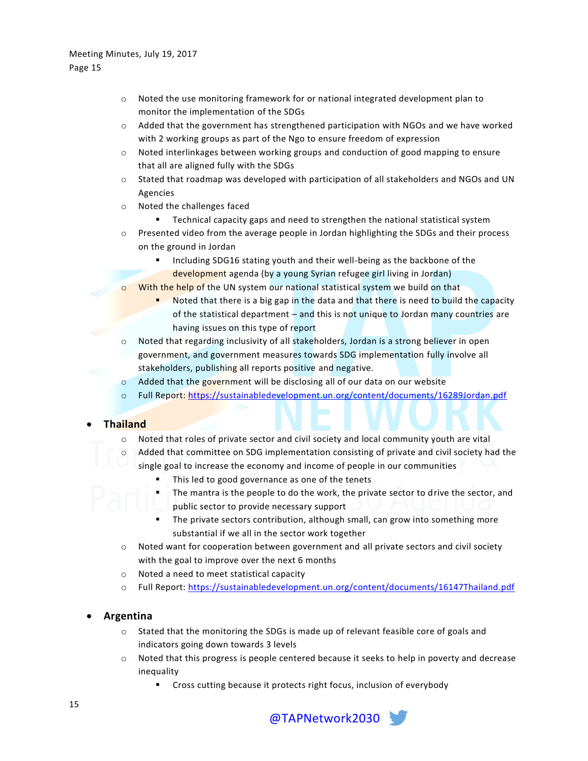- Noted the use monitoring framework for or national integrated development plan to monitor the implementation of the SDGs
- Added that the government has strengthened participation with NGOs and we have worked with 2 working groups as part of the Ngo to ensure freedom of expression
- Noted interlinkages between working groups and conduction of good mapping to ensure that all are aligned fully with the SDGs
- Stated that roadmap was developed with participation of all stakeholders and NGOs and UN Agencies
- Noted the challenges faced
  - Technical capacity gaps and need to strengthen the national statistical system
- Presented video from the average people in Jordan highlighting the SDGs and their process on the ground in Jordan
  - Including SDG16 stating youth and their well-being as the backbone of the development agenda (by a young Syrian refugee girl living in Jordan)
- With the help of the UN system our national statistical system we build on that
  - Noted that there is a big gap in the data and that there is need to build the capacity of the statistical department – and this is not unique to Jordan many countries are having issues on this type of report
- Noted that regarding inclusivity of all stakeholders, Jordan is a strong believer in open government, and government measures towards SDG implementation fully involve all stakeholders, publishing all reports positive and negative.
- Added that the government will be disclosing all of our data on our website
- Full Report: https://sustainabledevelopment.un.org/content/documents/16289Jordan.pdf

- **Thailand**
  - Noted that roles of private sector and civil society and local community youth are vital
  - Added that committee on SDG implementation consisting of private and civil society had the single goal to increase the economy and income of people in our communities
    - This led to good governance as one of the tenets
    - The mantra is the people to do the work, the private sector to drive the sector, and public sector to provide necessary support
    - The private sectors contribution, although small, can grow into something more substantial if we all in the sector work together
  - Noted want for cooperation between government and all private sectors and civil society with the goal to improve over the next 6 months
  - Noted a need to meet statistical capacity
  - Full Report: https://sustainabledevelopment.un.org/content/documents/16147Thailand.pdf

- **Argentina**
  - Stated that the monitoring the SDGs is made up of relevant feasible core of goals and indicators going down towards 3 levels
  - Noted that this progress is people centered because it seeks to help in poverty and decrease inequality
    - Cross cutting because it protects right focus, inclusion of everybody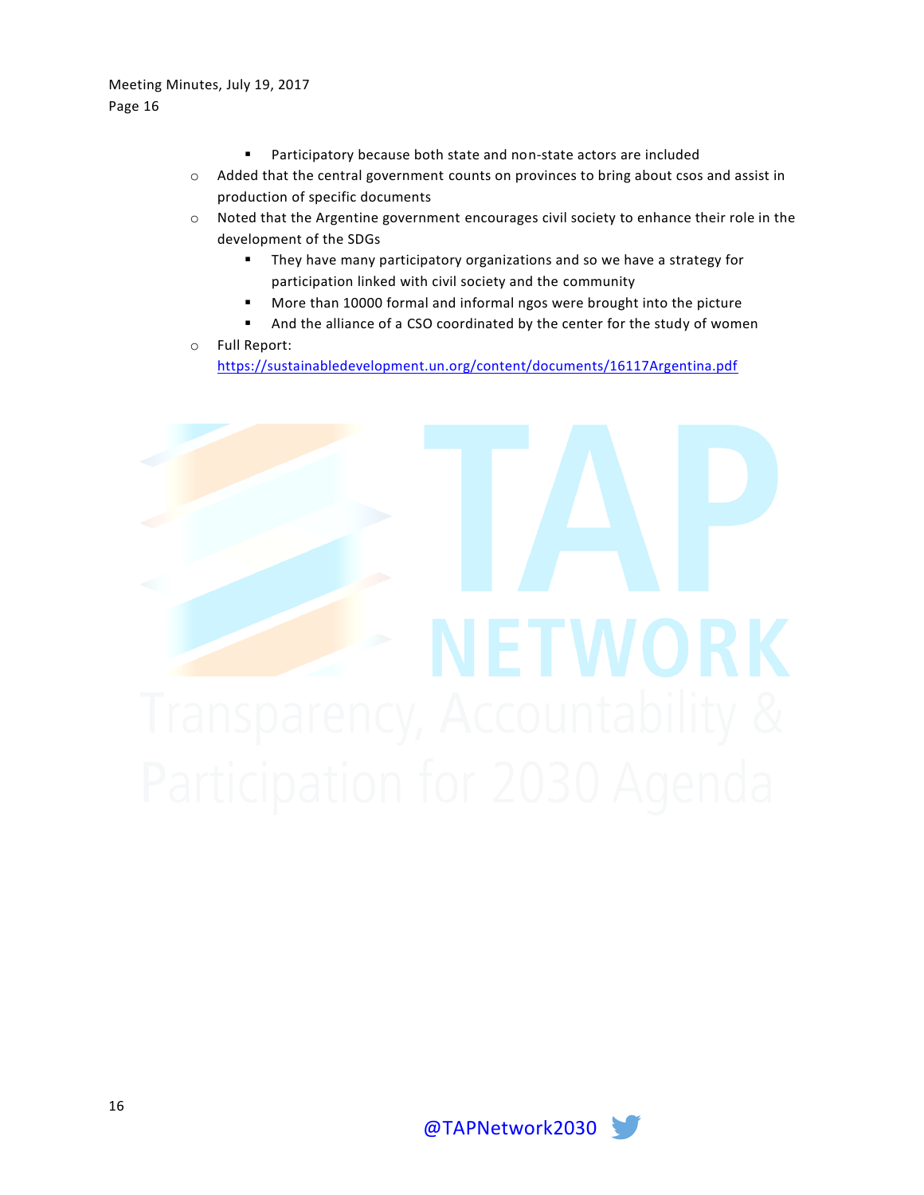- Participatory because both state and non-state actors are included
    - Added that the central government counts on provinces to bring about csos and assist in production of specific documents
    - Noted that the Argentine government encourages civil society to enhance their role in the development of the SDGs
        - They have many participatory organizations and so we have a strategy for participation linked with civil society and the community
        - More than 10000 formal and informal ngos were brought into the picture
        - And the alliance of a CSO coordinated by the center for the study of women
    - Full Report: https://sustainabledevelopment.un.org/content/documents/16117Argentina.pdf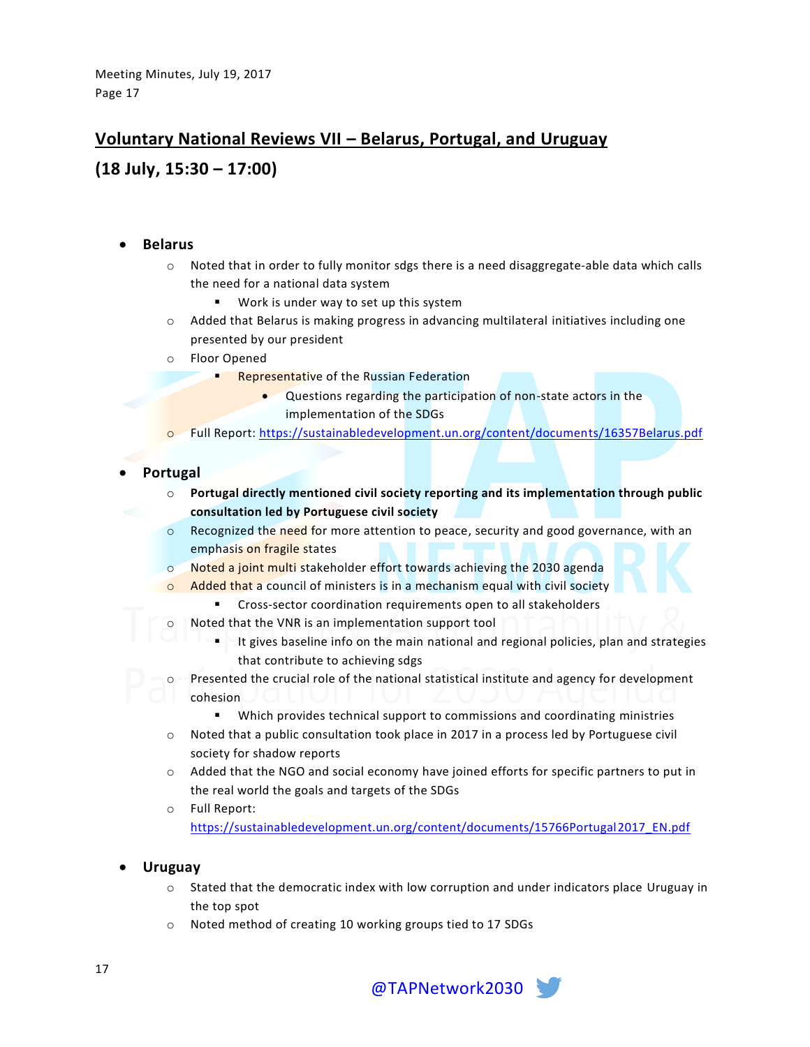## Voluntary National Reviews VII – Belarus, Portugal, and Uruguay

**(18 July, 15:30 – 17:00)**

- **Belarus**
  - Noted that in order to fully monitor sdgs there is a need disaggregate-able data which calls the need for a national data system
    - Work is under way to set up this system
  - Added that Belarus is making progress in advancing multilateral initiatives including one presented by our president
  - Floor Opened
    - Representative of the Russian Federation
      - Questions regarding the participation of non-state actors in the implementation of the SDGs
  - Full Report: https://sustainabledevelopment.un.org/content/documents/16357Belarus.pdf

- **Portugal**
  - **Portugal directly mentioned civil society reporting and its implementation through public consultation led by Portuguese civil society**
  - Recognized the need for more attention to peace, security and good governance, with an emphasis on fragile states
  - Noted a joint multi stakeholder effort towards achieving the 2030 agenda
  - Added that a council of ministers is in a mechanism equal with civil society
    - Cross-sector coordination requirements open to all stakeholders
  - Noted that the VNR is an implementation support tool
    - It gives baseline info on the main national and regional policies, plan and strategies that contribute to achieving sdgs
  - Presented the crucial role of the national statistical institute and agency for development cohesion
    - Which provides technical support to commissions and coordinating ministries
  - Noted that a public consultation took place in 2017 in a process led by Portuguese civil society for shadow reports
  - Added that the NGO and social economy have joined efforts for specific partners to put in the real world the goals and targets of the SDGs
  - Full Report: https://sustainabledevelopment.un.org/content/documents/15766Portugal2017_EN.pdf

- **Uruguay**
  - Stated that the democratic index with low corruption and under indicators place Uruguay in the top spot
  - Noted method of creating 10 working groups tied to 17 SDGs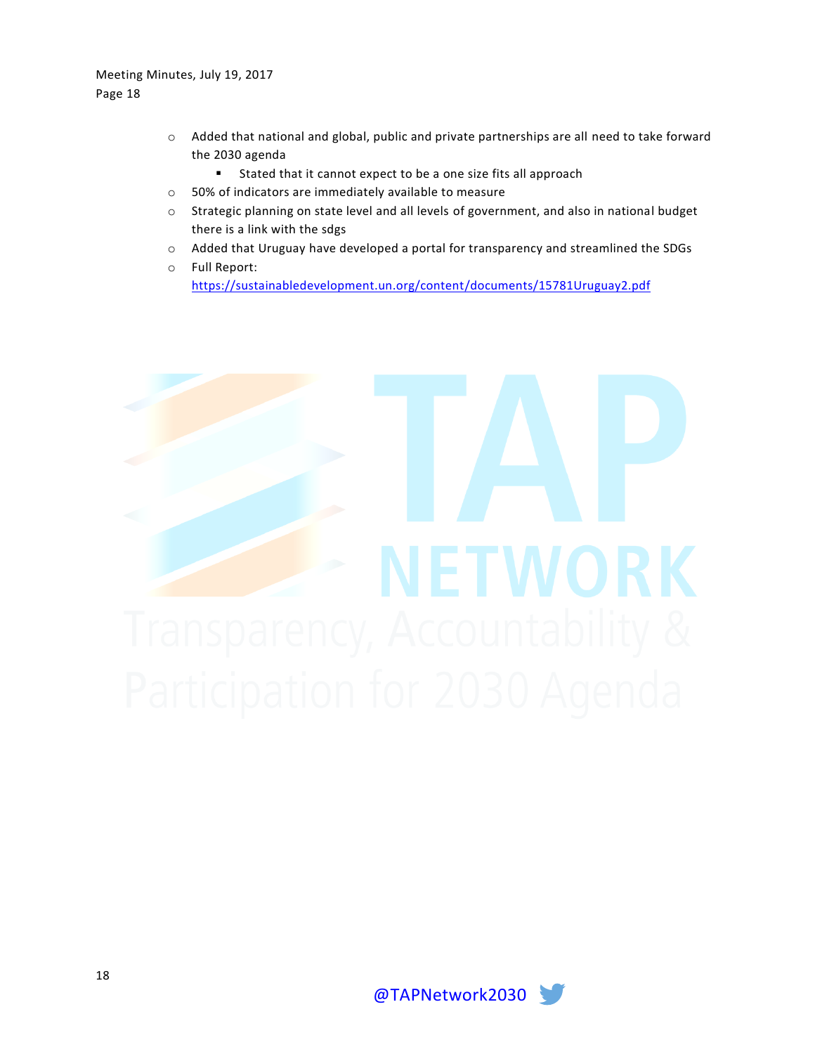- Added that national and global, public and private partnerships are all need to take forward the 2030 agenda
  - Stated that it cannot expect to be a one size fits all approach
- 50% of indicators are immediately available to measure
- Strategic planning on state level and all levels of government, and also in national budget there is a link with the sdgs
- Added that Uruguay have developed a portal for transparency and streamlined the SDGs
- Full Report: https://sustainabledevelopment.un.org/content/documents/15781Uruguay2.pdf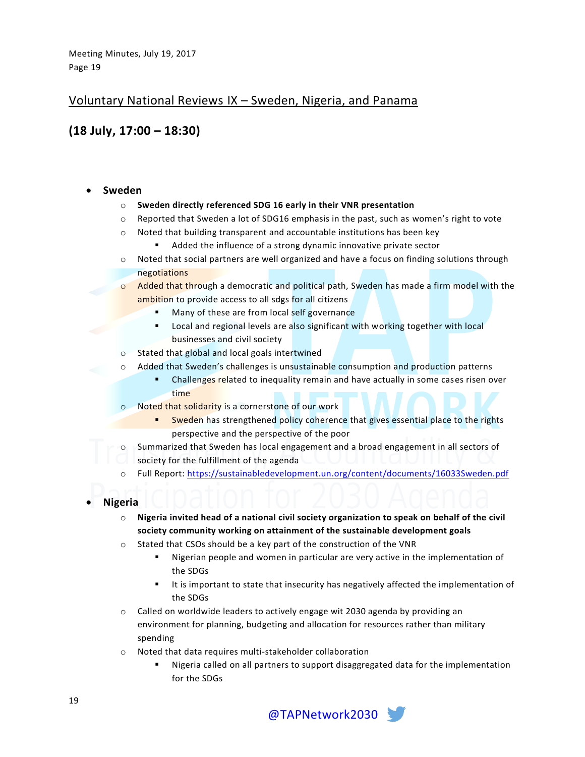## Voluntary National Reviews IX – Sweden, Nigeria, and Panama

### (18 July, 17:00 – 18:30)

- **Sweden**
  - **Sweden directly referenced SDG 16 early in their VNR presentation**
  - Reported that Sweden a lot of SDG16 emphasis in the past, such as women's right to vote
  - Noted that building transparent and accountable institutions has been key
    - Added the influence of a strong dynamic innovative private sector
  - Noted that social partners are well organized and have a focus on finding solutions through negotiations
  - Added that through a democratic and political path, Sweden has made a firm model with the ambition to provide access to all sdgs for all citizens
    - Many of these are from local self governance
    - Local and regional levels are also significant with working together with local businesses and civil society
  - Stated that global and local goals intertwined
  - Added that Sweden's challenges is unsustainable consumption and production patterns
    - Challenges related to inequality remain and have actually in some cases risen over time
  - Noted that solidarity is a cornerstone of our work
    - Sweden has strengthened policy coherence that gives essential place to the rights perspective and the perspective of the poor
  - Summarized that Sweden has local engagement and a broad engagement in all sectors of society for the fulfillment of the agenda
  - Full Report: https://sustainabledevelopment.un.org/content/documents/16033Sweden.pdf
- **Nigeria**
  - **Nigeria invited head of a national civil society organization to speak on behalf of the civil society community working on attainment of the sustainable development goals**
  - Stated that CSOs should be a key part of the construction of the VNR
    - Nigerian people and women in particular are very active in the implementation of the SDGs
    - It is important to state that insecurity has negatively affected the implementation of the SDGs
  - Called on worldwide leaders to actively engage wit 2030 agenda by providing an environment for planning, budgeting and allocation for resources rather than military spending
  - Noted that data requires multi-stakeholder collaboration
    - Nigeria called on all partners to support disaggregated data for the implementation for the SDGs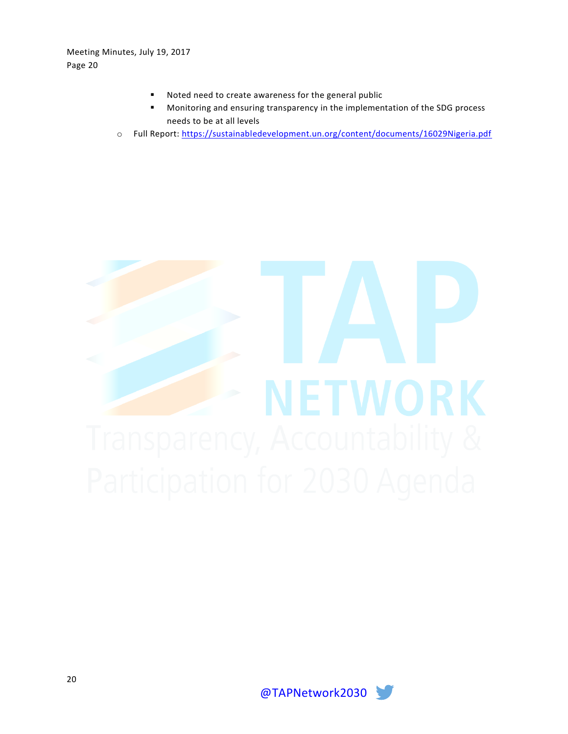- Noted need to create awareness for the general public
- Monitoring and ensuring transparency in the implementation of the SDG process needs to be at all levels

- Full Report: https://sustainabledevelopment.un.org/content/documents/16029Nigeria.pdf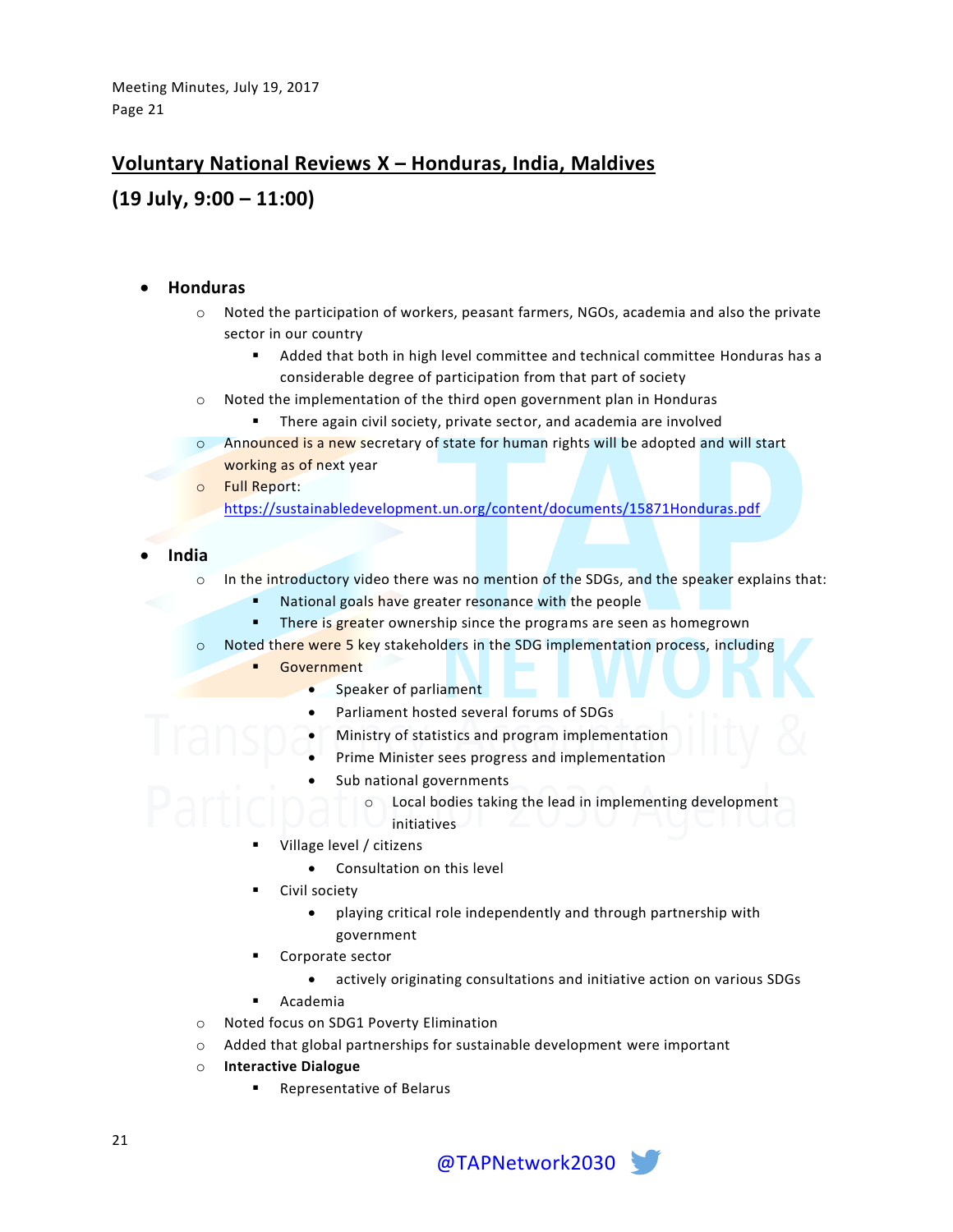## Voluntary National Reviews X – Honduras, India, Maldives

**(19 July, 9:00 – 11:00)**

- **Honduras**
  - Noted the participation of workers, peasant farmers, NGOs, academia and also the private sector in our country
    - Added that both in high level committee and technical committee Honduras has a considerable degree of participation from that part of society
  - Noted the implementation of the third open government plan in Honduras
    - There again civil society, private sector, and academia are involved
  - Announced is a new secretary of state for human rights will be adopted and will start working as of next year
  - Full Report: https://sustainabledevelopment.un.org/content/documents/15871Honduras.pdf

- **India**
  - In the introductory video there was no mention of the SDGs, and the speaker explains that:
    - National goals have greater resonance with the people
    - There is greater ownership since the programs are seen as homegrown
  - Noted there were 5 key stakeholders in the SDG implementation process, including
    - Government
      - Speaker of parliament
      - Parliament hosted several forums of SDGs
      - Ministry of statistics and program implementation
      - Prime Minister sees progress and implementation
      - Sub national governments
        - Local bodies taking the lead in implementing development initiatives
    - Village level / citizens
      - Consultation on this level
    - Civil society
      - playing critical role independently and through partnership with government
    - Corporate sector
      - actively originating consultations and initiative action on various SDGs
    - Academia
  - Noted focus on SDG1 Poverty Elimination
  - Added that global partnerships for sustainable development were important
  - **Interactive Dialogue**
    - Representative of Belarus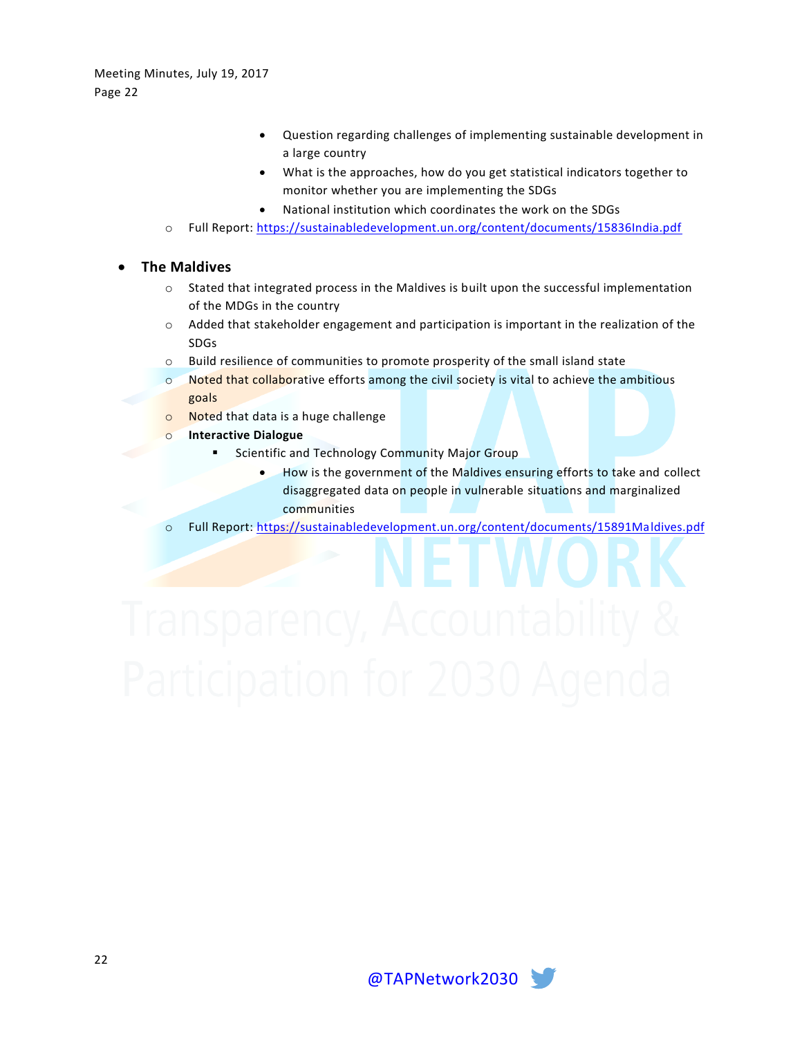- Question regarding challenges of implementing sustainable development in a large country
            - What is the approaches, how do you get statistical indicators together to monitor whether you are implementing the SDGs
            - National institution which coordinates the work on the SDGs
    - Full Report: https://sustainabledevelopment.un.org/content/documents/15836India.pdf

- **The Maldives**
    - Stated that integrated process in the Maldives is built upon the successful implementation of the MDGs in the country
    - Added that stakeholder engagement and participation is important in the realization of the SDGs
    - Build resilience of communities to promote prosperity of the small island state
    - Noted that collaborative efforts among the civil society is vital to achieve the ambitious goals
    - Noted that data is a huge challenge
    - **Interactive Dialogue**
        - Scientific and Technology Community Major Group
            - How is the government of the Maldives ensuring efforts to take and collect disaggregated data on people in vulnerable situations and marginalized communities
    - Full Report: https://sustainabledevelopment.un.org/content/documents/15891Maldives.pdf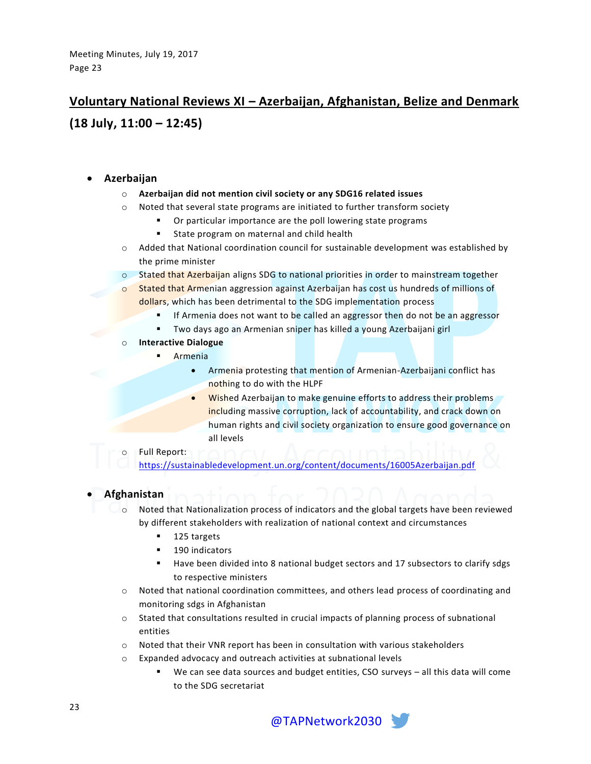## Voluntary National Reviews XI – Azerbaijan, Afghanistan, Belize and Denmark

**(18 July, 11:00 – 12:45)**

- **Azerbaijan**
  - **Azerbaijan did not mention civil society or any SDG16 related issues**
  - Noted that several state programs are initiated to further transform society
    - Or particular importance are the poll lowering state programs
    - State program on maternal and child health
  - Added that National coordination council for sustainable development was established by the prime minister
  - Stated that Azerbaijan aligns SDG to national priorities in order to mainstream together
  - Stated that Armenian aggression against Azerbaijan has cost us hundreds of millions of dollars, which has been detrimental to the SDG implementation process
    - If Armenia does not want to be called an aggressor then do not be an aggressor
    - Two days ago an Armenian sniper has killed a young Azerbaijani girl
  - **Interactive Dialogue**
    - Armenia
      - Armenia protesting that mention of Armenian-Azerbaijani conflict has nothing to do with the HLPF
      - Wished Azerbaijan to make genuine efforts to address their problems including massive corruption, lack of accountability, and crack down on human rights and civil society organization to ensure good governance on all levels
  - Full Report: https://sustainabledevelopment.un.org/content/documents/16005Azerbaijan.pdf

- **Afghanistan**
  - Noted that Nationalization process of indicators and the global targets have been reviewed by different stakeholders with realization of national context and circumstances
    - 125 targets
    - 190 indicators
    - Have been divided into 8 national budget sectors and 17 subsectors to clarify sdgs to respective ministers
  - Noted that national coordination committees, and others lead process of coordinating and monitoring sdgs in Afghanistan
  - Stated that consultations resulted in crucial impacts of planning process of subnational entities
  - Noted that their VNR report has been in consultation with various stakeholders
  - Expanded advocacy and outreach activities at subnational levels
    - We can see data sources and budget entities, CSO surveys – all this data will come to the SDG secretariat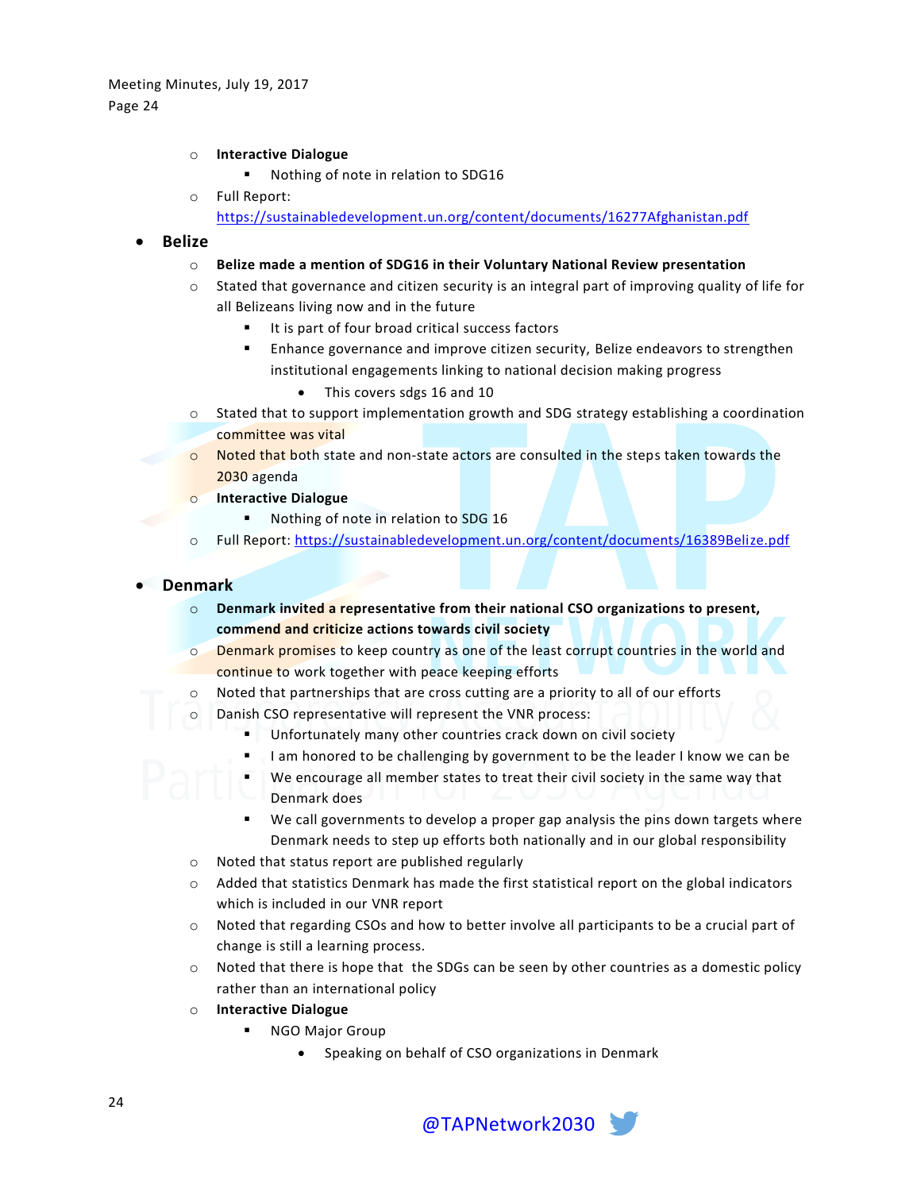- **Interactive Dialogue**
    - Nothing of note in relation to SDG16
- Full Report: https://sustainabledevelopment.un.org/content/documents/16277Afghanistan.pdf

- **Belize**
    - **Belize made a mention of SDG16 in their Voluntary National Review presentation**
    - Stated that governance and citizen security is an integral part of improving quality of life for all Belizeans living now and in the future
        - It is part of four broad critical success factors
        - Enhance governance and improve citizen security, Belize endeavors to strengthen institutional engagements linking to national decision making progress
            - This covers sdgs 16 and 10
    - Stated that to support implementation growth and SDG strategy establishing a coordination committee was vital
    - Noted that both state and non-state actors are consulted in the steps taken towards the 2030 agenda
    - **Interactive Dialogue**
        - Nothing of note in relation to SDG 16
    - Full Report: https://sustainabledevelopment.un.org/content/documents/16389Belize.pdf

- **Denmark**
    - **Denmark invited a representative from their national CSO organizations to present, commend and criticize actions towards civil society**
    - Denmark promises to keep country as one of the least corrupt countries in the world and continue to work together with peace keeping efforts
    - Noted that partnerships that are cross cutting are a priority to all of our efforts
    - Danish CSO representative will represent the VNR process:
        - Unfortunately many other countries crack down on civil society
        - I am honored to be challenging by government to be the leader I know we can be
        - We encourage all member states to treat their civil society in the same way that Denmark does
        - We call governments to develop a proper gap analysis the pins down targets where Denmark needs to step up efforts both nationally and in our global responsibility
    - Noted that status report are published regularly
    - Added that statistics Denmark has made the first statistical report on the global indicators which is included in our VNR report
    - Noted that regarding CSOs and how to better involve all participants to be a crucial part of change is still a learning process.
    - Noted that there is hope that the SDGs can be seen by other countries as a domestic policy rather than an international policy
    - **Interactive Dialogue**
        - NGO Major Group
            - Speaking on behalf of CSO organizations in Denmark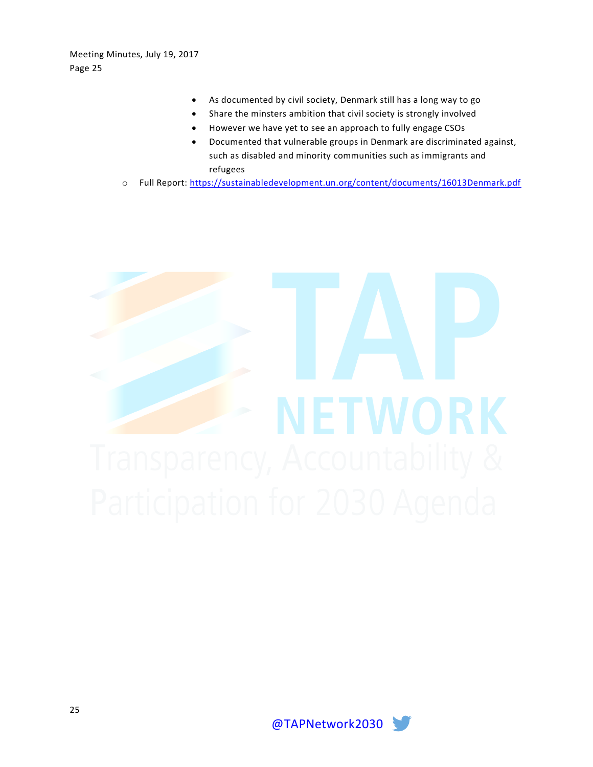- As documented by civil society, Denmark still has a long way to go
    - Share the minsters ambition that civil society is strongly involved
    - However we have yet to see an approach to fully engage CSOs
    - Documented that vulnerable groups in Denmark are discriminated against, such as disabled and minority communities such as immigrants and refugees
- Full Report: https://sustainabledevelopment.un.org/content/documents/16013Denmark.pdf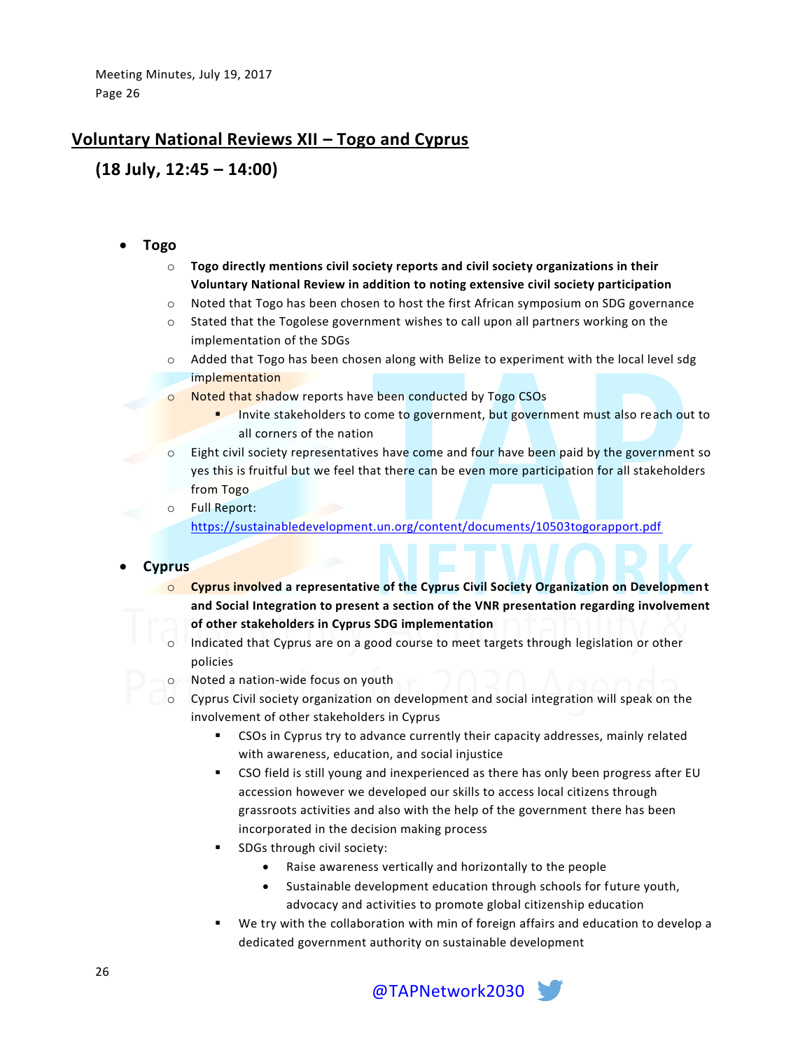## Voluntary National Reviews XII – Togo and Cyprus

### (18 July, 12:45 – 14:00)

- **Togo**
  - **Togo directly mentions civil society reports and civil society organizations in their Voluntary National Review in addition to noting extensive civil society participation**
  - Noted that Togo has been chosen to host the first African symposium on SDG governance
  - Stated that the Togolese government wishes to call upon all partners working on the implementation of the SDGs
  - Added that Togo has been chosen along with Belize to experiment with the local level sdg implementation
  - Noted that shadow reports have been conducted by Togo CSOs
    - Invite stakeholders to come to government, but government must also reach out to all corners of the nation
  - Eight civil society representatives have come and four have been paid by the government so yes this is fruitful but we feel that there can be even more participation for all stakeholders from Togo
  - Full Report: https://sustainabledevelopment.un.org/content/documents/10503togorapport.pdf

- **Cyprus**
  - **Cyprus involved a representative of the Cyprus Civil Society Organization on Development and Social Integration to present a section of the VNR presentation regarding involvement of other stakeholders in Cyprus SDG implementation**
  - Indicated that Cyprus are on a good course to meet targets through legislation or other policies
  - Noted a nation-wide focus on youth
  - Cyprus Civil society organization on development and social integration will speak on the involvement of other stakeholders in Cyprus
    - CSOs in Cyprus try to advance currently their capacity addresses, mainly related with awareness, education, and social injustice
    - CSO field is still young and inexperienced as there has only been progress after EU accession however we developed our skills to access local citizens through grassroots activities and also with the help of the government there has been incorporated in the decision making process
    - SDGs through civil society:
      - Raise awareness vertically and horizontally to the people
      - Sustainable development education through schools for future youth, advocacy and activities to promote global citizenship education
    - We try with the collaboration with min of foreign affairs and education to develop a dedicated government authority on sustainable development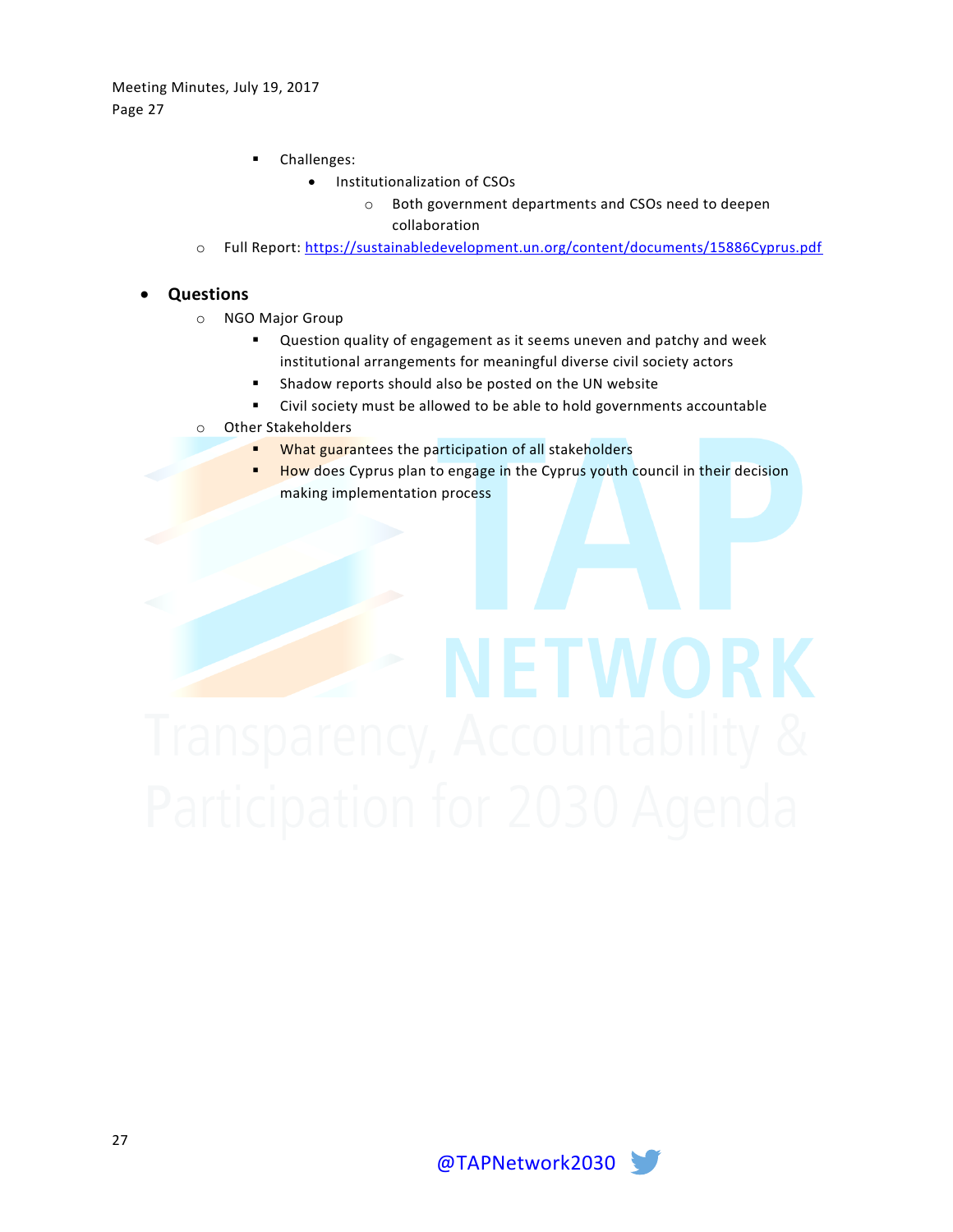- Challenges:
            - Institutionalization of CSOs
                - Both government departments and CSOs need to deepen collaboration
    - Full Report: [https://sustainabledevelopment.un.org/content/documents/15886Cyprus.pdf](https://sustainabledevelopment.un.org/content/documents/15886Cyprus.pdf)

- **Questions**
    - NGO Major Group
        - Question quality of engagement as it seems uneven and patchy and week institutional arrangements for meaningful diverse civil society actors
        - Shadow reports should also be posted on the UN website
        - Civil society must be allowed to be able to hold governments accountable
    - Other Stakeholders
        - What guarantees the participation of all stakeholders
        - How does Cyprus plan to engage in the Cyprus youth council in their decision making implementation process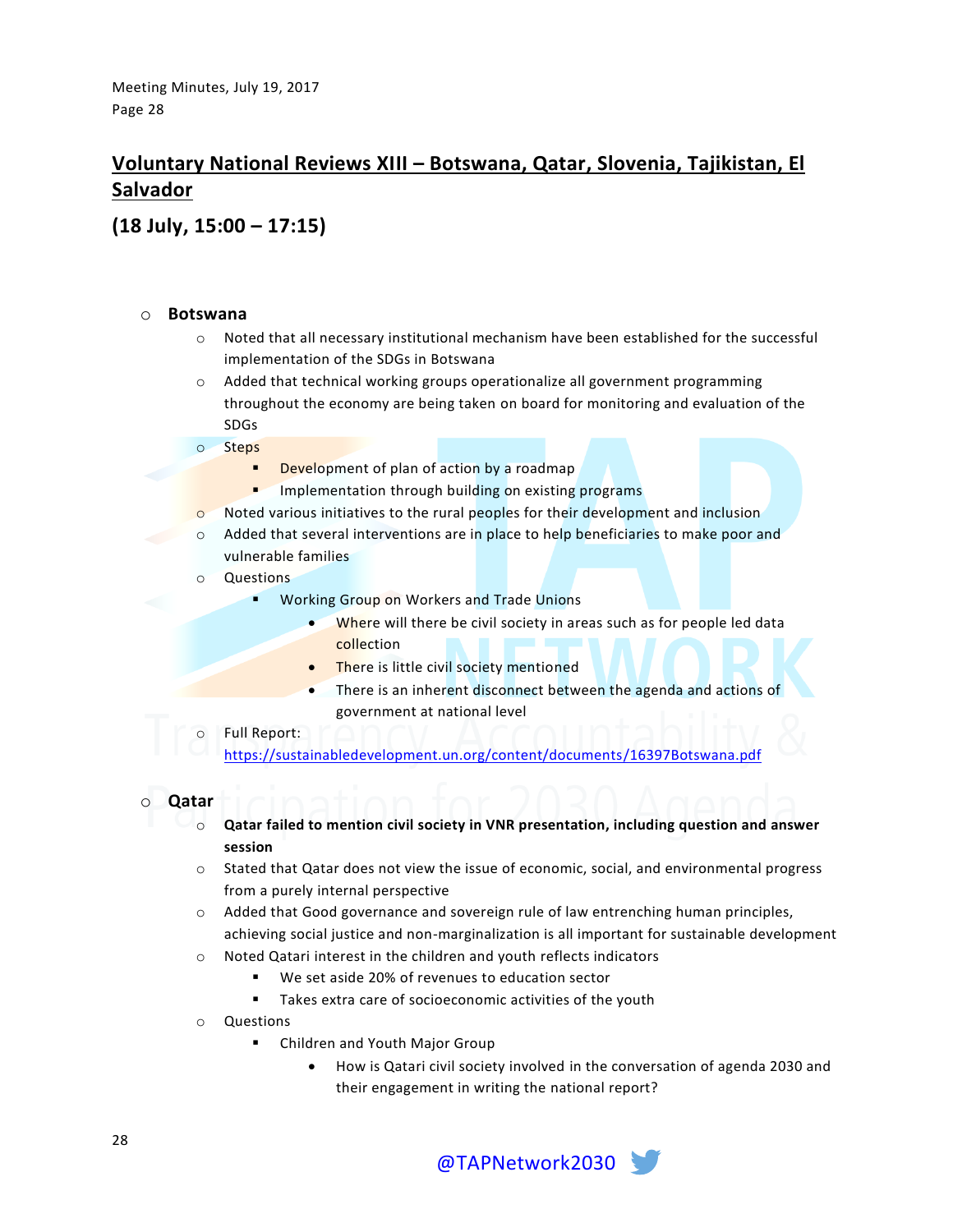## Voluntary National Reviews XIII – Botswana, Qatar, Slovenia, Tajikistan, El Salvador

### (18 July, 15:00 – 17:15)

- **Botswana**
  - Noted that all necessary institutional mechanism have been established for the successful implementation of the SDGs in Botswana
  - Added that technical working groups operationalize all government programming throughout the economy are being taken on board for monitoring and evaluation of the SDGs
  - Steps
    - Development of plan of action by a roadmap
    - Implementation through building on existing programs
  - Noted various initiatives to the rural peoples for their development and inclusion
  - Added that several interventions are in place to help beneficiaries to make poor and vulnerable families
  - Questions
    - Working Group on Workers and Trade Unions
      - Where will there be civil society in areas such as for people led data collection
      - There is little civil society mentioned
      - There is an inherent disconnect between the agenda and actions of government at national level
  - Full Report: https://sustainabledevelopment.un.org/content/documents/16397Botswana.pdf

- **Qatar**
  - **Qatar failed to mention civil society in VNR presentation, including question and answer session**
  - Stated that Qatar does not view the issue of economic, social, and environmental progress from a purely internal perspective
  - Added that Good governance and sovereign rule of law entrenching human principles, achieving social justice and non-marginalization is all important for sustainable development
  - Noted Qatari interest in the children and youth reflects indicators
    - We set aside 20% of revenues to education sector
    - Takes extra care of socioeconomic activities of the youth
  - Questions
    - Children and Youth Major Group
      - How is Qatari civil society involved in the conversation of agenda 2030 and their engagement in writing the national report?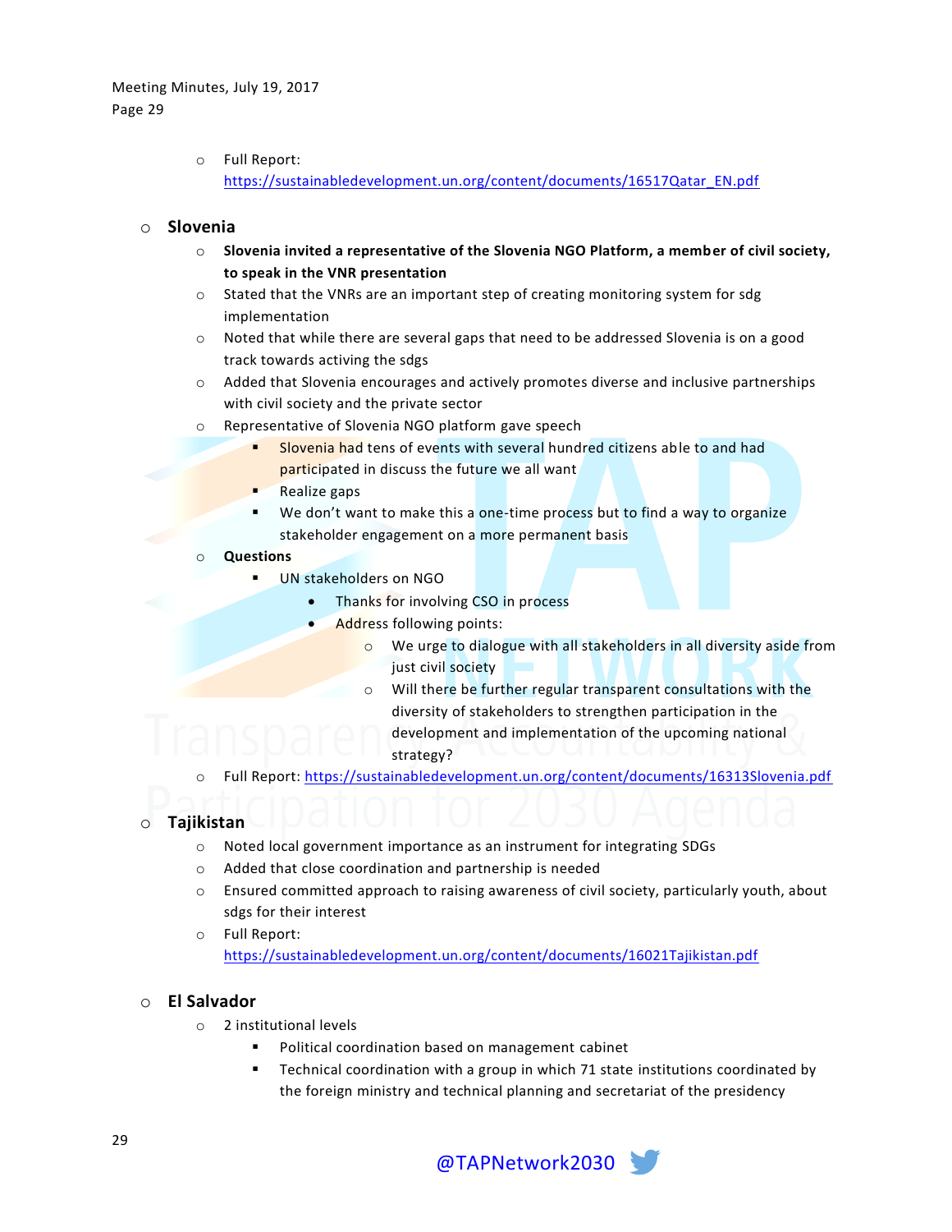- Full Report: https://sustainabledevelopment.un.org/content/documents/16517Qatar_EN.pdf

- **Slovenia**
  - **Slovenia invited a representative of the Slovenia NGO Platform, a member of civil society, to speak in the VNR presentation**
  - Stated that the VNRs are an important step of creating monitoring system for sdg implementation
  - Noted that while there are several gaps that need to be addressed Slovenia is on a good track towards activing the sdgs
  - Added that Slovenia encourages and actively promotes diverse and inclusive partnerships with civil society and the private sector
  - Representative of Slovenia NGO platform gave speech
    - Slovenia had tens of events with several hundred citizens able to and had participated in discuss the future we all want
    - Realize gaps
    - We don't want to make this a one-time process but to find a way to organize stakeholder engagement on a more permanent basis
  - **Questions**
    - UN stakeholders on NGO
      - Thanks for involving CSO in process
      - Address following points:
        - We urge to dialogue with all stakeholders in all diversity aside from just civil society
        - Will there be further regular transparent consultations with the diversity of stakeholders to strengthen participation in the development and implementation of the upcoming national strategy?
  - Full Report: https://sustainabledevelopment.un.org/content/documents/16313Slovenia.pdf

- **Tajikistan**
  - Noted local government importance as an instrument for integrating SDGs
  - Added that close coordination and partnership is needed
  - Ensured committed approach to raising awareness of civil society, particularly youth, about sdgs for their interest
  - Full Report: https://sustainabledevelopment.un.org/content/documents/16021Tajikistan.pdf

- **El Salvador**
  - 2 institutional levels
    - Political coordination based on management cabinet
    - Technical coordination with a group in which 71 state institutions coordinated by the foreign ministry and technical planning and secretariat of the presidency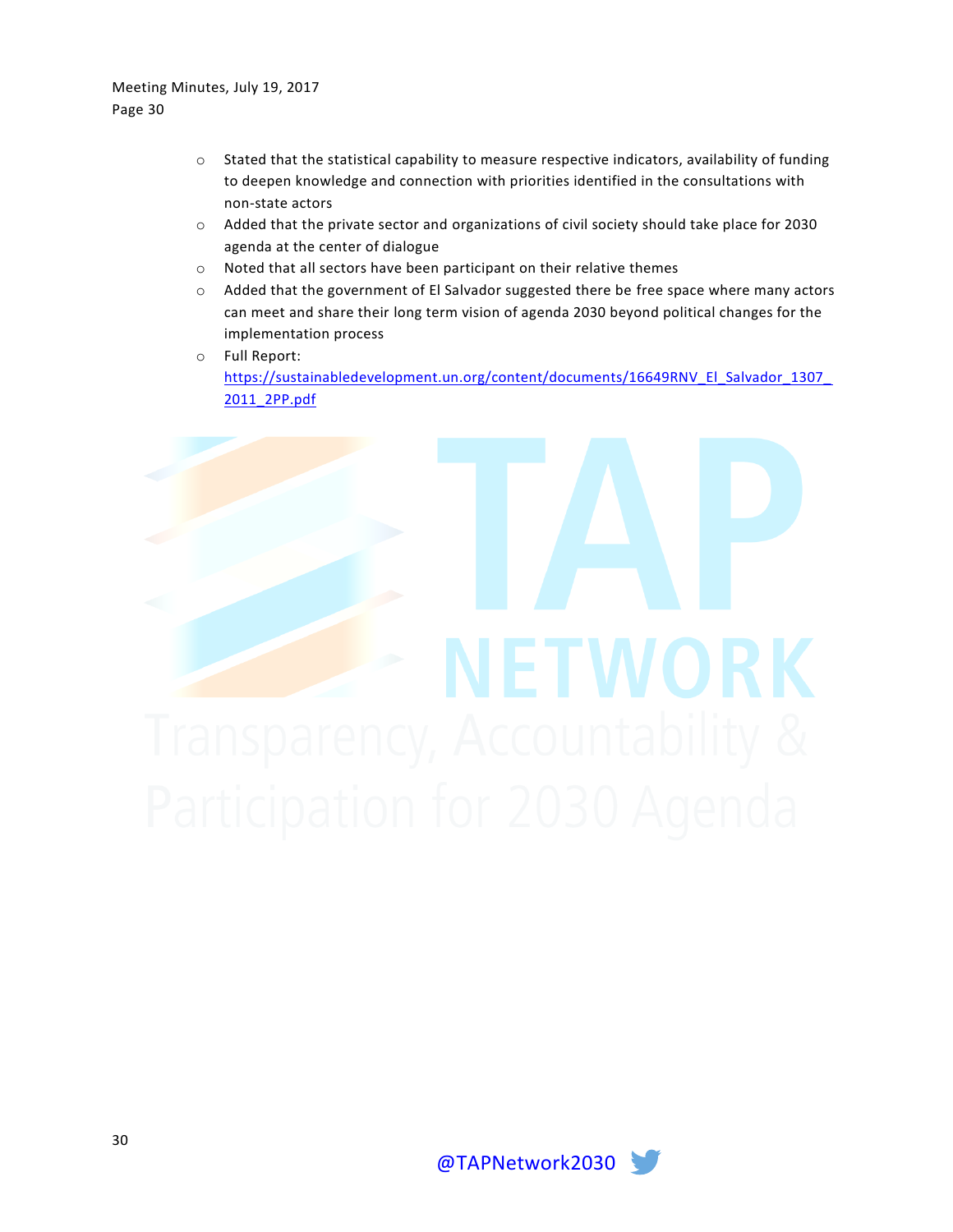- Stated that the statistical capability to measure respective indicators, availability of funding to deepen knowledge and connection with priorities identified in the consultations with non-state actors
- Added that the private sector and organizations of civil society should take place for 2030 agenda at the center of dialogue
- Noted that all sectors have been participant on their relative themes
- Added that the government of El Salvador suggested there be free space where many actors can meet and share their long term vision of agenda 2030 beyond political changes for the implementation process
- Full Report: https://sustainabledevelopment.un.org/content/documents/16649RNV_El_Salvador_1307_2011_2PP.pdf